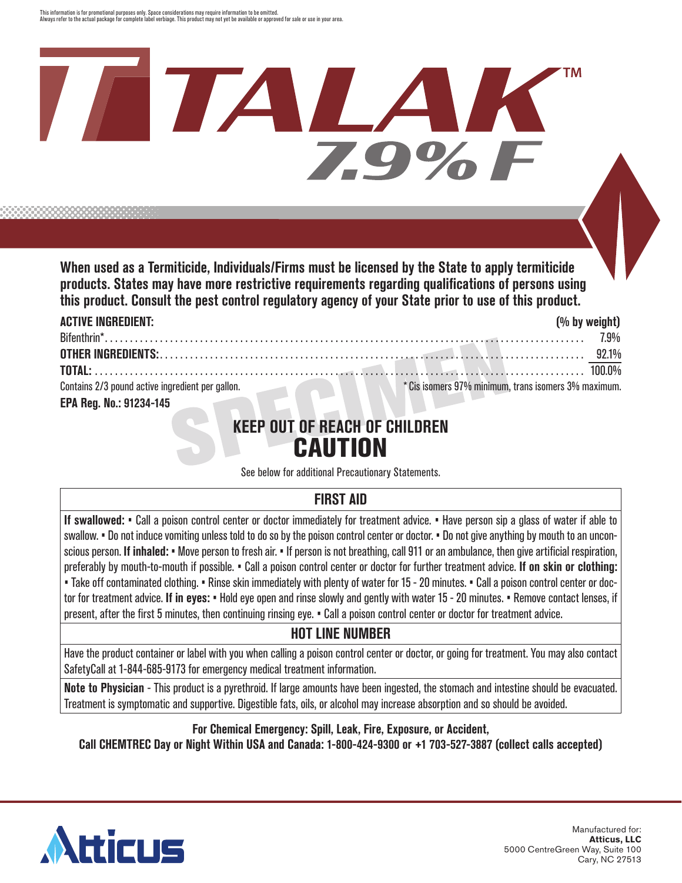This information is for promotional purposes only. Space considerations may require information to be omitted.
Always refer to the actual package for complete label verbiage. This product may not yet be available or approved for sale or use in your area.

# TALAK™ 7.9% F

**When used as a Termiticide, Individuals/Firms must be licensed by the State to apply termiticide products. States may have more restrictive requirements regarding qualifications of persons using this product. Consult the pest control regulatory agency of your State prior to use of this product.**

| | |
|---|---|
| **ACTIVE INGREDIENT:** | **(% by weight)** |
| Bifenthrin* | 7.9% |
| **OTHER INGREDIENTS:** | 92.1% |
| **TOTAL:** | 100.0% |

Contains 2/3 pound active ingredient per gallon.

* Cis isomers 97% minimum, trans isomers 3% maximum.

**EPA Reg. No.: 91234-145**

SPECIMEN

## KEEP OUT OF REACH OF CHILDREN
## CAUTION

See below for additional Precautionary Statements.

### FIRST AID

**If swallowed:** • Call a poison control center or doctor immediately for treatment advice. • Have person sip a glass of water if able to swallow. • Do not induce vomiting unless told to do so by the poison control center or doctor. • Do not give anything by mouth to an unconscious person. **If inhaled:** • Move person to fresh air. • If person is not breathing, call 911 or an ambulance, then give artificial respiration, preferably by mouth-to-mouth if possible. • Call a poison control center or doctor for further treatment advice. **If on skin or clothing:** • Take off contaminated clothing. • Rinse skin immediately with plenty of water for 15 - 20 minutes. • Call a poison control center or doctor for treatment advice. **If in eyes:** • Hold eye open and rinse slowly and gently with water 15 - 20 minutes. • Remove contact lenses, if present, after the first 5 minutes, then continuing rinsing eye. • Call a poison control center or doctor for treatment advice.

### HOT LINE NUMBER

Have the product container or label with you when calling a poison control center or doctor, or going for treatment. You may also contact SafetyCall at 1-844-685-9173 for emergency medical treatment information.

**Note to Physician** - This product is a pyrethroid. If large amounts have been ingested, the stomach and intestine should be evacuated. Treatment is symptomatic and supportive. Digestible fats, oils, or alcohol may increase absorption and so should be avoided.

**For Chemical Emergency: Spill, Leak, Fire, Exposure, or Accident,**
**Call CHEMTREC Day or Night Within USA and Canada: 1-800-424-9300 or +1 703-527-3887 (collect calls accepted)**

Atticus

Manufactured for:
**Atticus, LLC**
5000 CentreGreen Way, Suite 100
Cary, NC 27513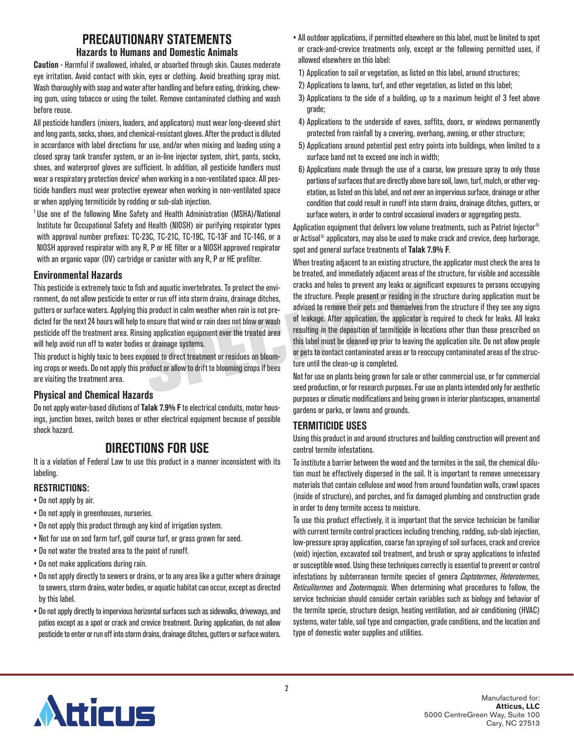# PRECAUTIONARY STATEMENTS

## Hazards to Humans and Domestic Animals

**Caution** - Harmful if swallowed, inhaled, or absorbed through skin. Causes moderate eye irritation. Avoid contact with skin, eyes or clothing. Avoid breathing spray mist. Wash thoroughly with soap and water after handling and before eating, drinking, chewing gum, using tobacco or using the toilet. Remove contaminated clothing and wash before reuse.

All pesticide handlers (mixers, loaders, and applicators) must wear long-sleeved shirt and long pants, socks, shoes, and chemical-resistant gloves. After the product is diluted in accordance with label directions for use, and/or when mixing and loading using a closed spray tank transfer system, or an in-line injector system, shirt, pants, socks, shoes, and waterproof gloves are sufficient. In addition, all pesticide handlers must wear a respiratory protection device[1] when working in a non-ventilated space. All pesticide handlers must wear protective eyewear when working in non-ventilated space or when applying termiticide by rodding or sub-slab injection.

[1] Use one of the following Mine Safety and Health Administration (MSHA)/National Institute for Occupational Safety and Health (NIOSH) air purifying respirator types with approval number prefixes: TC-23C, TC-21C, TC-19C, TC-13F and TC-14G, or a NIOSH approved respirator with any R, P or HE filter or a NIOSH approved respirator with an organic vapor (OV) cartridge or canister with any R, P or HE prefilter.

## Environmental Hazards

This pesticide is extremely toxic to fish and aquatic invertebrates. To protect the environment, do not allow pesticide to enter or run off into storm drains, drainage ditches, gutters or surface waters. Applying this product in calm weather when rain is not predicted for the next 24 hours will help to ensure that wind or rain does not blow or wash pesticide off the treatment area. Rinsing application equipment over the treated area will help avoid run off to water bodies or drainage systems.

This product is highly toxic to bees exposed to direct treatment or residues on blooming crops or weeds. Do not apply this product or allow to drift to blooming crops if bees are visiting the treatment area.

## Physical and Chemical Hazards

Do not apply water-based dilutions of **Talak 7.9% F** to electrical conduits, motor housings, junction boxes, switch boxes or other electrical equipment because of possible shock hazard.

# DIRECTIONS FOR USE

It is a violation of Federal Law to use this product in a manner inconsistent with its labeling.

### RESTRICTIONS:

- Do not apply by air.
- Do not apply in greenhouses, nurseries.
- Do not apply this product through any kind of irrigation system.
- Not for use on sod farm turf, golf course turf, or grass grown for seed.
- Do not water the treated area to the point of runoff.
- Do not make applications during rain.
- Do not apply directly to sewers or drains, or to any area like a gutter where drainage to sewers, storm drains, water bodies, or aquatic habitat can occur, except as directed by this label.
- Do not apply directly to impervious horizontal surfaces such as sidewalks, driveways, and patios except as a spot or crack and crevice treatment. During application, do not allow pesticide to enter or run off into storm drains, drainage ditches, gutters or surface waters.
- All outdoor applications, if permitted elsewhere on this label, must be limited to spot or crack-and-crevice treatments only, except or the following permitted uses, if allowed elsewhere on this label:
  1) Application to soil or vegetation, as listed on this label, around structures;
  2) Applications to lawns, turf, and other vegetation, as listed on this label;
  3) Applications to the side of a building, up to a maximum height of 3 feet above grade;
  4) Applications to the underside of eaves, soffits, doors, or windows permanently protected from rainfall by a covering, overhang, awning, or other structure;
  5) Applications around potential pest entry points into buildings, when limited to a surface band not to exceed one inch in width;
  6) Applications made through the use of a coarse, low pressure spray to only those portions of surfaces that are directly above bare soil, lawn, turf, mulch, or other vegetation, as listed on this label, and not over an impervious surface, drainage or other condition that could result in runoff into storm drains, drainage ditches, gutters, or surface waters, in order to control occasional invaders or aggregating pests.

Application equipment that delivers low volume treatments, such as Patriot Injector® or Actisol® applicators, may also be used to make crack and crevice, deep harborage, spot and general surface treatments of **Talak 7.9% F**.

When treating adjacent to an existing structure, the applicator must check the area to be treated, and immediately adjacent areas of the structure, for visible and accessible cracks and holes to prevent any leaks or significant exposures to persons occupying the structure. People present or residing in the structure during application must be advised to remove their pets and themselves from the structure if they see any signs of leakage. After application, the applicator is required to check for leaks. All leaks resulting in the deposition of termiticide in locations other than those prescribed on this label must be cleaned up prior to leaving the application site. Do not allow people or pets to contact contaminated areas or to reoccupy contaminated areas of the structure until the clean-up is completed.

Not for use on plants being grown for sale or other commercial use, or for commercial seed production, or for research purposes. For use on plants intended only for aesthetic purposes or climatic modifications and being grown in interior plantscapes, ornamental gardens or parks, or lawns and grounds.

### TERMITICIDE USES

Using this product in and around structures and building construction will prevent and control termite infestations.

To institute a barrier between the wood and the termites in the soil, the chemical dilution must be effectively dispersed in the soil. It is important to remove unnecessary materials that contain cellulose and wood from around foundation walls, crawl spaces (inside of structure), and porches, and fix damaged plumbing and construction grade in order to deny termite access to moisture.

To use this product effectively, it is important that the service technician be familiar with current termite control practices including trenching, rodding, sub-slab injection, low-pressure spray application, coarse fan spraying of soil surfaces, crack and crevice (void) injection, excavated soil treatment, and brush or spray applications to infested or susceptible wood. Using these techniques correctly is essential to prevent or control infestations by subterranean termite species of genera *Coptotermes*, *Heterotermes*, *Reticulitermes* and *Zootermopsis*. When determining what procedures to follow, the service technician should consider certain variables such as biology and behavior of the termite specie, structure design, heating ventilation, and air conditioning (HVAC) systems, water table, soil type and compaction, grade conditions, and the location and type of domestic water supplies and utilities.

Manufactured for:
**Atticus, LLC**
5000 CentreGreen Way, Suite 100
Cary, NC 27513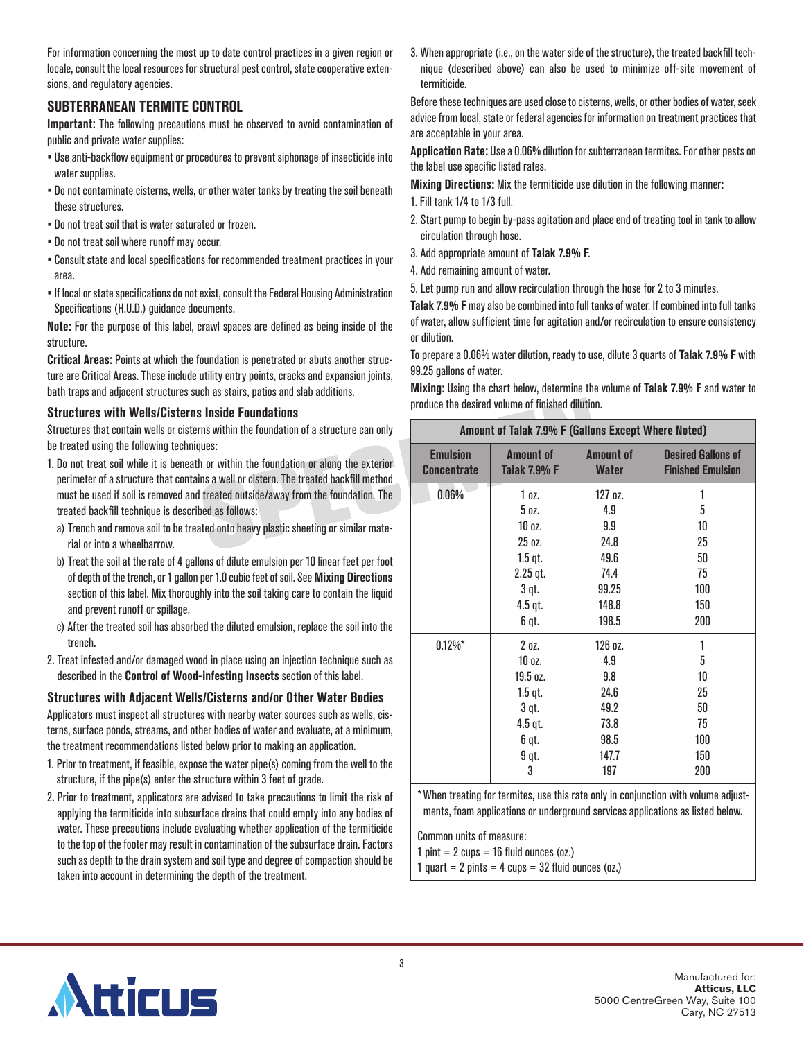For information concerning the most up to date control practices in a given region or locale, consult the local resources for structural pest control, state cooperative extensions, and regulatory agencies.

## SUBTERRANEAN TERMITE CONTROL

**Important:** The following precautions must be observed to avoid contamination of public and private water supplies:

- Use anti-backflow equipment or procedures to prevent siphonage of insecticide into water supplies.
- Do not contaminate cisterns, wells, or other water tanks by treating the soil beneath these structures.
- Do not treat soil that is water saturated or frozen.
- Do not treat soil where runoff may occur.
- Consult state and local specifications for recommended treatment practices in your area.
- If local or state specifications do not exist, consult the Federal Housing Administration Specifications (H.U.D.) guidance documents.

**Note:** For the purpose of this label, crawl spaces are defined as being inside of the structure.

**Critical Areas:** Points at which the foundation is penetrated or abuts another structure are Critical Areas. These include utility entry points, cracks and expansion joints, bath traps and adjacent structures such as stairs, patios and slab additions.

### Structures with Wells/Cisterns Inside Foundations

Structures that contain wells or cisterns within the foundation of a structure can only be treated using the following techniques:

1. Do not treat soil while it is beneath or within the foundation or along the exterior perimeter of a structure that contains a well or cistern. The treated backfill method must be used if soil is removed and treated outside/away from the foundation. The treated backfill technique is described as follows:
   a) Trench and remove soil to be treated onto heavy plastic sheeting or similar material or into a wheelbarrow.
   b) Treat the soil at the rate of 4 gallons of dilute emulsion per 10 linear feet per foot of depth of the trench, or 1 gallon per 1.0 cubic feet of soil. See **Mixing Directions** section of this label. Mix thoroughly into the soil taking care to contain the liquid and prevent runoff or spillage.
   c) After the treated soil has absorbed the diluted emulsion, replace the soil into the trench.
2. Treat infested and/or damaged wood in place using an injection technique such as described in the **Control of Wood-infesting Insects** section of this label.

### Structures with Adjacent Wells/Cisterns and/or Other Water Bodies

Applicators must inspect all structures with nearby water sources such as wells, cisterns, surface ponds, streams, and other bodies of water and evaluate, at a minimum, the treatment recommendations listed below prior to making an application.

1. Prior to treatment, if feasible, expose the water pipe(s) coming from the well to the structure, if the pipe(s) enter the structure within 3 feet of grade.
2. Prior to treatment, applicators are advised to take precautions to limit the risk of applying the termiticide into subsurface drains that could empty into any bodies of water. These precautions include evaluating whether application of the termiticide to the top of the footer may result in contamination of the subsurface drain. Factors such as depth to the drain system and soil type and degree of compaction should be taken into account in determining the depth of the treatment.
3. When appropriate (i.e., on the water side of the structure), the treated backfill technique (described above) can also be used to minimize off-site movement of termiticide.

Before these techniques are used close to cisterns, wells, or other bodies of water, seek advice from local, state or federal agencies for information on treatment practices that are acceptable in your area.

**Application Rate:** Use a 0.06% dilution for subterranean termites. For other pests on the label use specific listed rates.

**Mixing Directions:** Mix the termiticide use dilution in the following manner:

1. Fill tank 1/4 to 1/3 full.
2. Start pump to begin by-pass agitation and place end of treating tool in tank to allow circulation through hose.
3. Add appropriate amount of **Talak 7.9% F**.
4. Add remaining amount of water.
5. Let pump run and allow recirculation through the hose for 2 to 3 minutes.

**Talak 7.9% F** may also be combined into full tanks of water. If combined into full tanks of water, allow sufficient time for agitation and/or recirculation to ensure consistency or dilution.

To prepare a 0.06% water dilution, ready to use, dilute 3 quarts of **Talak 7.9% F** with 99.25 gallons of water.

**Mixing:** Using the chart below, determine the volume of **Talak 7.9% F** and water to produce the desired volume of finished dilution.

| Amount of Talak 7.9% F (Gallons Except Where Noted) | | | |
|---|---|---|---|
| **Emulsion Concentrate** | **Amount of Talak 7.9% F** | **Amount of Water** | **Desired Gallons of Finished Emulsion** |
| 0.06% | 1 oz. | 127 oz. | 1 |
| | 5 oz. | 4.9 | 5 |
| | 10 oz. | 9.9 | 10 |
| | 25 oz. | 24.8 | 25 |
| | 1.5 qt. | 49.6 | 50 |
| | 2.25 qt. | 74.4 | 75 |
| | 3 qt. | 99.25 | 100 |
| | 4.5 qt. | 148.8 | 150 |
| | 6 qt. | 198.5 | 200 |
| 0.12%* | 2 oz. | 126 oz. | 1 |
| | 10 oz. | 4.9 | 5 |
| | 19.5 oz. | 9.8 | 10 |
| | 1.5 qt. | 24.6 | 25 |
| | 3 qt. | 49.2 | 50 |
| | 4.5 qt. | 73.8 | 75 |
| | 6 qt. | 98.5 | 100 |
| | 9 qt. | 147.7 | 150 |
| | 3 | 197 | 200 |

*When treating for termites, use this rate only in conjunction with volume adjustments, foam applications or underground services applications as listed below.

Common units of measure:
1 pint = 2 cups = 16 fluid ounces (oz.)
1 quart = 2 pints = 4 cups = 32 fluid ounces (oz.)

Manufactured for:
**Atticus, LLC**
5000 CentreGreen Way, Suite 100
Cary, NC 27513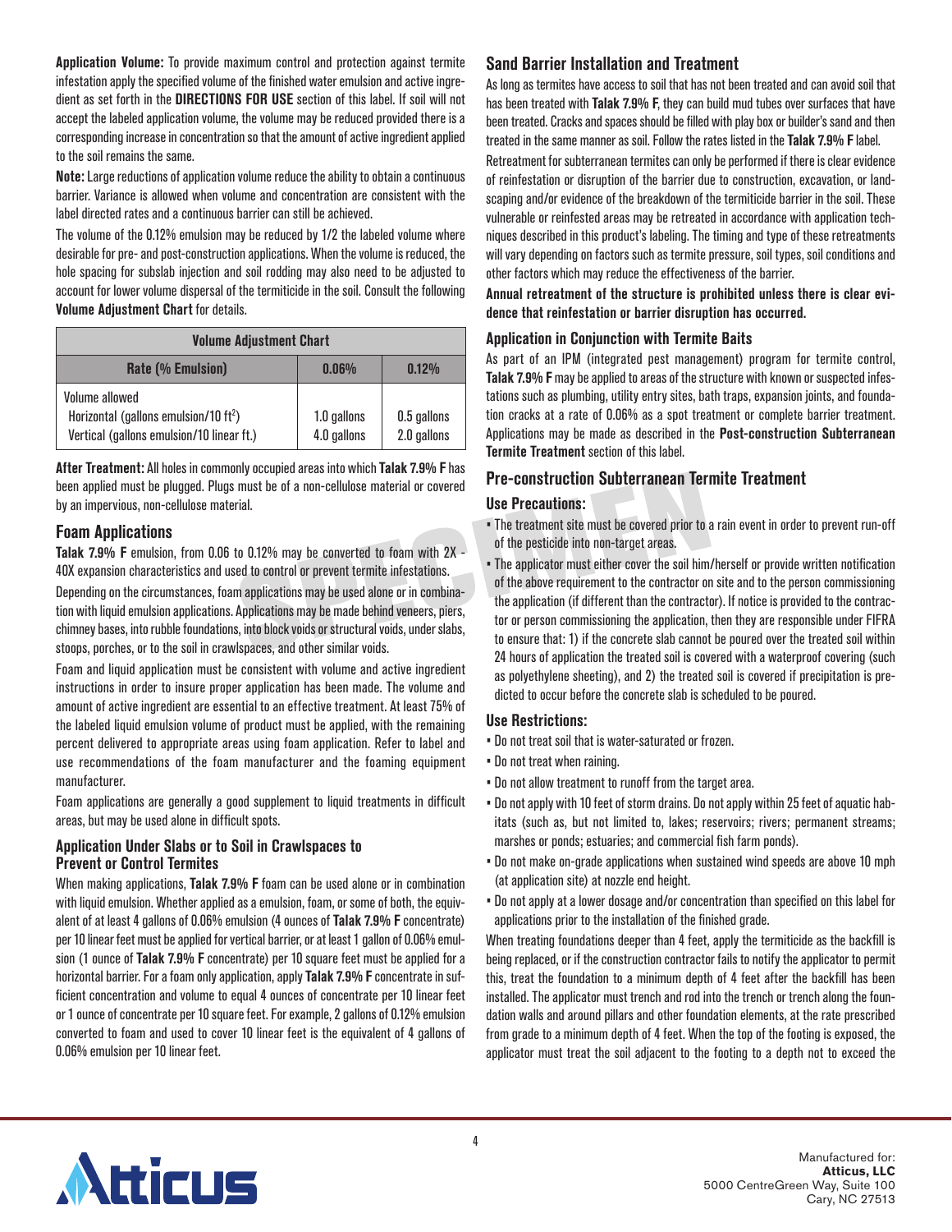**Application Volume:** To provide maximum control and protection against termite infestation apply the specified volume of the finished water emulsion and active ingredient as set forth in the **DIRECTIONS FOR USE** section of this label. If soil will not accept the labeled application volume, the volume may be reduced provided there is a corresponding increase in concentration so that the amount of active ingredient applied to the soil remains the same.

**Note:** Large reductions of application volume reduce the ability to obtain a continuous barrier. Variance is allowed when volume and concentration are consistent with the label directed rates and a continuous barrier can still be achieved.

The volume of the 0.12% emulsion may be reduced by 1/2 the labeled volume where desirable for pre- and post-construction applications. When the volume is reduced, the hole spacing for subslab injection and soil rodding may also need to be adjusted to account for lower volume dispersal of the termiticide in the soil. Consult the following **Volume Adjustment Chart** for details.

| Volume Adjustment Chart | | |
|---|---|---|
| **Rate (% Emulsion)** | **0.06%** | **0.12%** |
| Volume allowed | | |
| Horizontal (gallons emulsion/10 ft$^2$) | 1.0 gallons | 0.5 gallons |
| Vertical (gallons emulsion/10 linear ft.) | 4.0 gallons | 2.0 gallons |

**After Treatment:** All holes in commonly occupied areas into which **Talak 7.9% F** has been applied must be plugged. Plugs must be of a non-cellulose material or covered by an impervious, non-cellulose material.

## Foam Applications

**Talak 7.9% F** emulsion, from 0.06 to 0.12% may be converted to foam with 2X - 40X expansion characteristics and used to control or prevent termite infestations.

Depending on the circumstances, foam applications may be used alone or in combination with liquid emulsion applications. Applications may be made behind veneers, piers, chimney bases, into rubble foundations, into block voids or structural voids, under slabs, stoops, porches, or to the soil in crawlspaces, and other similar voids.

Foam and liquid application must be consistent with volume and active ingredient instructions in order to insure proper application has been made. The volume and amount of active ingredient are essential to an effective treatment. At least 75% of the labeled liquid emulsion volume of product must be applied, with the remaining percent delivered to appropriate areas using foam application. Refer to label and use recommendations of the foam manufacturer and the foaming equipment manufacturer.

Foam applications are generally a good supplement to liquid treatments in difficult areas, but may be used alone in difficult spots.

### Application Under Slabs or to Soil in Crawlspaces to Prevent or Control Termites

When making applications, **Talak 7.9% F** foam can be used alone or in combination with liquid emulsion. Whether applied as a emulsion, foam, or some of both, the equivalent of at least 4 gallons of 0.06% emulsion (4 ounces of **Talak 7.9% F** concentrate) per 10 linear feet must be applied for vertical barrier, or at least 1 gallon of 0.06% emulsion (1 ounce of **Talak 7.9% F** concentrate) per 10 square feet must be applied for a horizontal barrier. For a foam only application, apply **Talak 7.9% F** concentrate in sufficient concentration and volume to equal 4 ounces of concentrate per 10 linear feet or 1 ounce of concentrate per 10 square feet. For example, 2 gallons of 0.12% emulsion converted to foam and used to cover 10 linear feet is the equivalent of 4 gallons of 0.06% emulsion per 10 linear feet.

## Sand Barrier Installation and Treatment

As long as termites have access to soil that has not been treated and can avoid soil that has been treated with **Talak 7.9% F**, they can build mud tubes over surfaces that have been treated. Cracks and spaces should be filled with play box or builder's sand and then treated in the same manner as soil. Follow the rates listed in the **Talak 7.9% F** label.

Retreatment for subterranean termites can only be performed if there is clear evidence of reinfestation or disruption of the barrier due to construction, excavation, or landscaping and/or evidence of the breakdown of the termiticide barrier in the soil. These vulnerable or reinfested areas may be retreated in accordance with application techniques described in this product's labeling. The timing and type of these retreatments will vary depending on factors such as termite pressure, soil types, soil conditions and other factors which may reduce the effectiveness of the barrier.

**Annual retreatment of the structure is prohibited unless there is clear evidence that reinfestation or barrier disruption has occurred.**

### Application in Conjunction with Termite Baits

As part of an IPM (integrated pest management) program for termite control, **Talak 7.9% F** may be applied to areas of the structure with known or suspected infestations such as plumbing, utility entry sites, bath traps, expansion joints, and foundation cracks at a rate of 0.06% as a spot treatment or complete barrier treatment. Applications may be made as described in the **Post-construction Subterranean Termite Treatment** section of this label.

## Pre-construction Subterranean Termite Treatment

### Use Precautions:

- The treatment site must be covered prior to a rain event in order to prevent run-off of the pesticide into non-target areas.
- The applicator must either cover the soil him/herself or provide written notification of the above requirement to the contractor on site and to the person commissioning the application (if different than the contractor). If notice is provided to the contractor or person commissioning the application, then they are responsible under FIFRA to ensure that: 1) if the concrete slab cannot be poured over the treated soil within 24 hours of application the treated soil is covered with a waterproof covering (such as polyethylene sheeting), and 2) the treated soil is covered if precipitation is predicted to occur before the concrete slab is scheduled to be poured.

### Use Restrictions:

- Do not treat soil that is water-saturated or frozen.
- Do not treat when raining.
- Do not allow treatment to runoff from the target area.
- Do not apply with 10 feet of storm drains. Do not apply within 25 feet of aquatic habitats (such as, but not limited to, lakes; reservoirs; rivers; permanent streams; marshes or ponds; estuaries; and commercial fish farm ponds).
- Do not make on-grade applications when sustained wind speeds are above 10 mph (at application site) at nozzle end height.
- Do not apply at a lower dosage and/or concentration than specified on this label for applications prior to the installation of the finished grade.

When treating foundations deeper than 4 feet, apply the termiticide as the backfill is being replaced, or if the construction contractor fails to notify the applicator to permit this, treat the foundation to a minimum depth of 4 feet after the backfill has been installed. The applicator must trench and rod into the trench or trench along the foundation walls and around pillars and other foundation elements, at the rate prescribed from grade to a minimum depth of 4 feet. When the top of the footing is exposed, the applicator must treat the soil adjacent to the footing to a depth not to exceed the

Manufactured for:
**Atticus, LLC**
5000 CentreGreen Way, Suite 100
Cary, NC 27513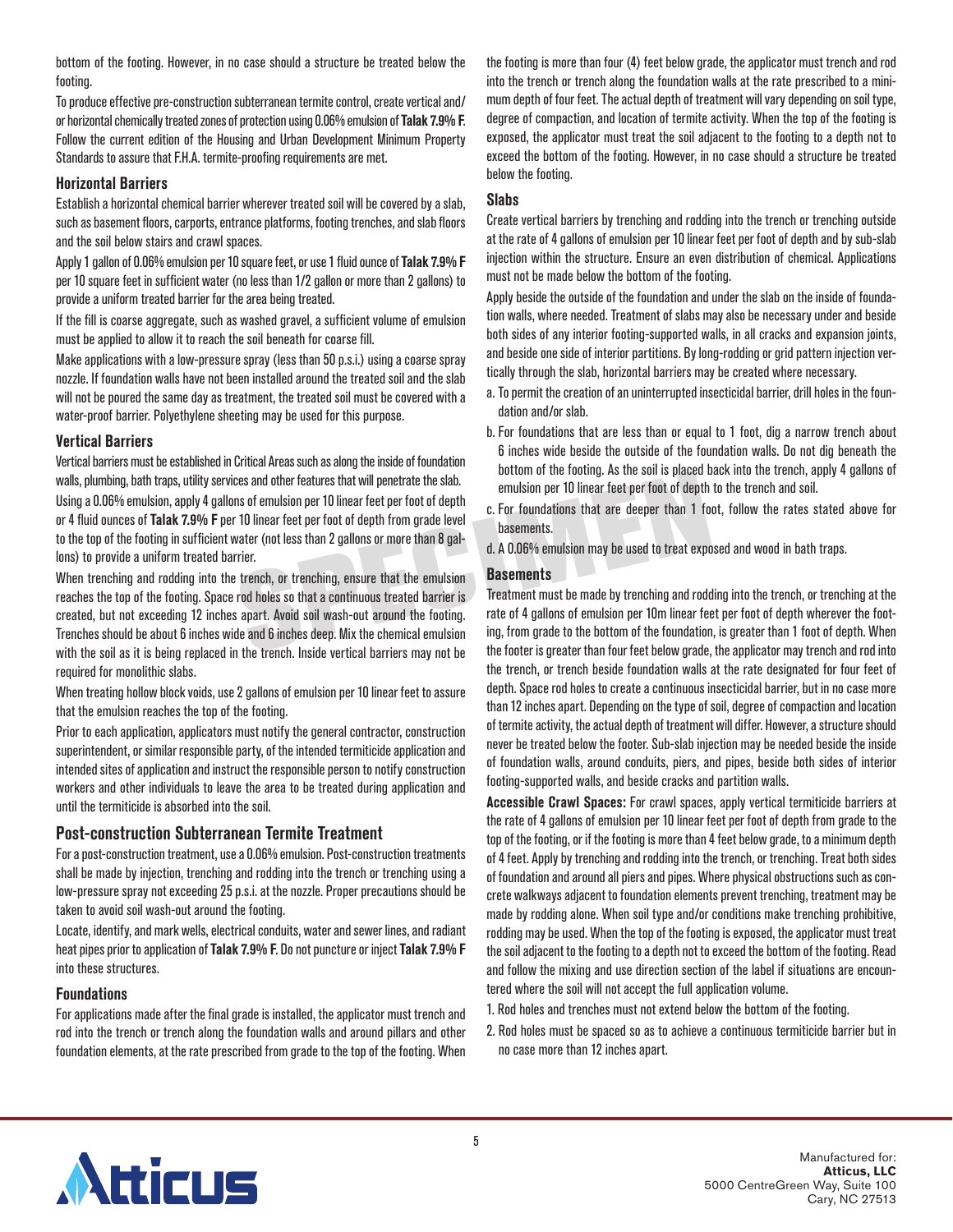bottom of the footing. However, in no case should a structure be treated below the footing.

To produce effective pre-construction subterranean termite control, create vertical and/or horizontal chemically treated zones of protection using 0.06% emulsion of **Talak 7.9% F**. Follow the current edition of the Housing and Urban Development Minimum Property Standards to assure that F.H.A. termite-proofing requirements are met.

### Horizontal Barriers

Establish a horizontal chemical barrier wherever treated soil will be covered by a slab, such as basement floors, carports, entrance platforms, footing trenches, and slab floors and the soil below stairs and crawl spaces.

Apply 1 gallon of 0.06% emulsion per 10 square feet, or use 1 fluid ounce of **Talak 7.9% F** per 10 square feet in sufficient water (no less than 1/2 gallon or more than 2 gallons) to provide a uniform treated barrier for the area being treated.

If the fill is coarse aggregate, such as washed gravel, a sufficient volume of emulsion must be applied to allow it to reach the soil beneath for coarse fill.

Make applications with a low-pressure spray (less than 50 p.s.i.) using a coarse spray nozzle. If foundation walls have not been installed around the treated soil and the slab will not be poured the same day as treatment, the treated soil must be covered with a water-proof barrier. Polyethylene sheeting may be used for this purpose.

### Vertical Barriers

Vertical barriers must be established in Critical Areas such as along the inside of foundation walls, plumbing, bath traps, utility services and other features that will penetrate the slab.

Using a 0.06% emulsion, apply 4 gallons of emulsion per 10 linear feet per foot of depth or 4 fluid ounces of **Talak 7.9% F** per 10 linear feet per foot of depth from grade level to the top of the footing in sufficient water (not less than 2 gallons or more than 8 gallons) to provide a uniform treated barrier.

When trenching and rodding into the trench, or trenching, ensure that the emulsion reaches the top of the footing. Space rod holes so that a continuous treated barrier is created, but not exceeding 12 inches apart. Avoid soil wash-out around the footing. Trenches should be about 6 inches wide and 6 inches deep. Mix the chemical emulsion with the soil as it is being replaced in the trench. Inside vertical barriers may not be required for monolithic slabs.

When treating hollow block voids, use 2 gallons of emulsion per 10 linear feet to assure that the emulsion reaches the top of the footing.

Prior to each application, applicators must notify the general contractor, construction superintendent, or similar responsible party, of the intended termiticide application and intended sites of application and instruct the responsible person to notify construction workers and other individuals to leave the area to be treated during application and until the termiticide is absorbed into the soil.

## Post-construction Subterranean Termite Treatment

For a post-construction treatment, use a 0.06% emulsion. Post-construction treatments shall be made by injection, trenching and rodding into the trench or trenching using a low-pressure spray not exceeding 25 p.s.i. at the nozzle. Proper precautions should be taken to avoid soil wash-out around the footing.

Locate, identify, and mark wells, electrical conduits, water and sewer lines, and radiant heat pipes prior to application of **Talak 7.9% F**. Do not puncture or inject **Talak 7.9% F** into these structures.

### Foundations

For applications made after the final grade is installed, the applicator must trench and rod into the trench or trench along the foundation walls and around pillars and other foundation elements, at the rate prescribed from grade to the top of the footing. When the footing is more than four (4) feet below grade, the applicator must trench and rod into the trench or trench along the foundation walls at the rate prescribed to a minimum depth of four feet. The actual depth of treatment will vary depending on soil type, degree of compaction, and location of termite activity. When the top of the footing is exposed, the applicator must treat the soil adjacent to the footing to a depth not to exceed the bottom of the footing. However, in no case should a structure be treated below the footing.

### Slabs

Create vertical barriers by trenching and rodding into the trench or trenching outside at the rate of 4 gallons of emulsion per 10 linear feet per foot of depth and by sub-slab injection within the structure. Ensure an even distribution of chemical. Applications must not be made below the bottom of the footing.

Apply beside the outside of the foundation and under the slab on the inside of foundation walls, where needed. Treatment of slabs may also be necessary under and beside both sides of any interior footing-supported walls, in all cracks and expansion joints, and beside one side of interior partitions. By long-rodding or grid pattern injection vertically through the slab, horizontal barriers may be created where necessary.

a. To permit the creation of an uninterrupted insecticidal barrier, drill holes in the foundation and/or slab.
b. For foundations that are less than or equal to 1 foot, dig a narrow trench about 6 inches wide beside the outside of the foundation walls. Do not dig beneath the bottom of the footing. As the soil is placed back into the trench, apply 4 gallons of emulsion per 10 linear feet per foot of depth to the trench and soil.
c. For foundations that are deeper than 1 foot, follow the rates stated above for basements.
d. A 0.06% emulsion may be used to treat exposed and wood in bath traps.

### Basements

Treatment must be made by trenching and rodding into the trench, or trenching at the rate of 4 gallons of emulsion per 10m linear feet per foot of depth wherever the footing, from grade to the bottom of the foundation, is greater than 1 foot of depth. When the footer is greater than four feet below grade, the applicator may trench and rod into the trench, or trench beside foundation walls at the rate designated for four feet of depth. Space rod holes to create a continuous insecticidal barrier, but in no case more than 12 inches apart. Depending on the type of soil, degree of compaction and location of termite activity, the actual depth of treatment will differ. However, a structure should never be treated below the footer. Sub-slab injection may be needed beside the inside of foundation walls, around conduits, piers, and pipes, beside both sides of interior footing-supported walls, and beside cracks and partition walls.

**Accessible Crawl Spaces:** For crawl spaces, apply vertical termiticide barriers at the rate of 4 gallons of emulsion per 10 linear feet per foot of depth from grade to the top of the footing, or if the footing is more than 4 feet below grade, to a minimum depth of 4 feet. Apply by trenching and rodding into the trench, or trenching. Treat both sides of foundation and around all piers and pipes. Where physical obstructions such as concrete walkways adjacent to foundation elements prevent trenching, treatment may be made by rodding alone. When soil type and/or conditions make trenching prohibitive, rodding may be used. When the top of the footing is exposed, the applicator must treat the soil adjacent to the footing to a depth not to exceed the bottom of the footing. Read and follow the mixing and use direction section of the label if situations are encountered where the soil will not accept the full application volume.

1. Rod holes and trenches must not extend below the bottom of the footing.
2. Rod holes must be spaced so as to achieve a continuous termiticide barrier but in no case more than 12 inches apart.

Manufactured for:
**Atticus, LLC**
5000 CentreGreen Way, Suite 100
Cary, NC 27513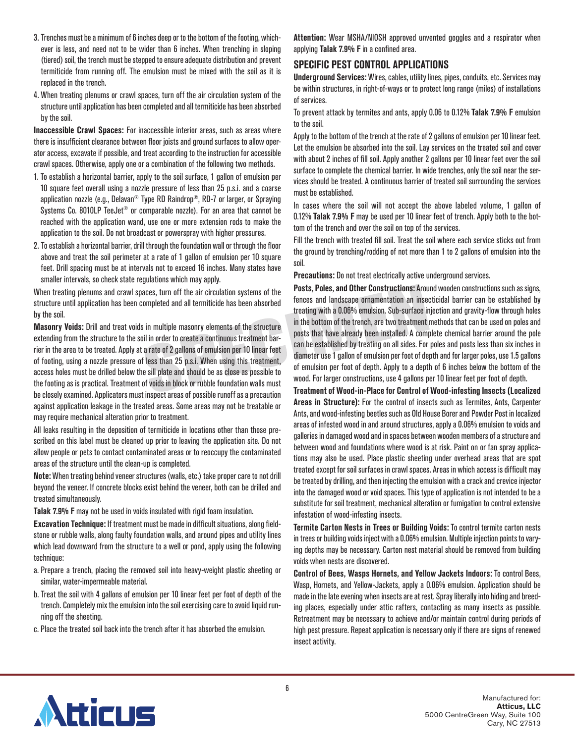3. Trenches must be a minimum of 6 inches deep or to the bottom of the footing, whichever is less, and need not to be wider than 6 inches. When trenching in sloping (tiered) soil, the trench must be stepped to ensure adequate distribution and prevent termiticide from running off. The emulsion must be mixed with the soil as it is replaced in the trench.
4. When treating plenums or crawl spaces, turn off the air circulation system of the structure until application has been completed and all termiticide has been absorbed by the soil.

**Inaccessible Crawl Spaces:** For inaccessible interior areas, such as areas where there is insufficient clearance between floor joists and ground surfaces to allow operator access, excavate if possible, and treat according to the instruction for accessible crawl spaces. Otherwise, apply one or a combination of the following two methods.

1. To establish a horizontal barrier, apply to the soil surface, 1 gallon of emulsion per 10 square feet overall using a nozzle pressure of less than 25 p.s.i. and a coarse application nozzle (e.g., Delavan® Type RD Raindrop®, RD-7 or larger, or Spraying Systems Co. 8010LP TeeJet® or comparable nozzle). For an area that cannot be reached with the application wand, use one or more extension rods to make the application to the soil. Do not broadcast or powerspray with higher pressures.
2. To establish a horizontal barrier, drill through the foundation wall or through the floor above and treat the soil perimeter at a rate of 1 gallon of emulsion per 10 square feet. Drill spacing must be at intervals not to exceed 16 inches. Many states have smaller intervals, so check state regulations which may apply.

When treating plenums and crawl spaces, turn off the air circulation systems of the structure until application has been completed and all termiticide has been absorbed by the soil.

**Masonry Voids:** Drill and treat voids in multiple masonry elements of the structure extending from the structure to the soil in order to create a continuous treatment barrier in the area to be treated. Apply at a rate of 2 gallons of emulsion per 10 linear feet of footing, using a nozzle pressure of less than 25 p.s.i. When using this treatment, access holes must be drilled below the sill plate and should be as close as possible to the footing as is practical. Treatment of voids in block or rubble foundation walls must be closely examined. Applicators must inspect areas of possible runoff as a precaution against application leakage in the treated areas. Some areas may not be treatable or may require mechanical alteration prior to treatment.

All leaks resulting in the deposition of termiticide in locations other than those prescribed on this label must be cleaned up prior to leaving the application site. Do not allow people or pets to contact contaminated areas or to reoccupy the contaminated areas of the structure until the clean-up is completed.

**Note:** When treating behind veneer structures (walls, etc.) take proper care to not drill beyond the veneer. If concrete blocks exist behind the veneer, both can be drilled and treated simultaneously.

**Talak 7.9% F** may not be used in voids insulated with rigid foam insulation.

**Excavation Technique:** If treatment must be made in difficult situations, along fieldstone or rubble walls, along faulty foundation walls, and around pipes and utility lines which lead downward from the structure to a well or pond, apply using the following technique:

a. Prepare a trench, placing the removed soil into heavy-weight plastic sheeting or similar, water-impermeable material.
b. Treat the soil with 4 gallons of emulsion per 10 linear feet per foot of depth of the trench. Completely mix the emulsion into the soil exercising care to avoid liquid running off the sheeting.
c. Place the treated soil back into the trench after it has absorbed the emulsion.

**Attention:** Wear MSHA/NIOSH approved unvented goggles and a respirator when applying **Talak 7.9% F** in a confined area.

## SPECIFIC PEST CONTROL APPLICATIONS

**Underground Services:** Wires, cables, utility lines, pipes, conduits, etc. Services may be within structures, in right-of-ways or to protect long range (miles) of installations of services.

To prevent attack by termites and ants, apply 0.06 to 0.12% **Talak 7.9% F** emulsion to the soil.

Apply to the bottom of the trench at the rate of 2 gallons of emulsion per 10 linear feet. Let the emulsion be absorbed into the soil. Lay services on the treated soil and cover with about 2 inches of fill soil. Apply another 2 gallons per 10 linear feet over the soil surface to complete the chemical barrier. In wide trenches, only the soil near the services should be treated. A continuous barrier of treated soil surrounding the services must be established.

In cases where the soil will not accept the above labeled volume, 1 gallon of 0.12% **Talak 7.9% F** may be used per 10 linear feet of trench. Apply both to the bottom of the trench and over the soil on top of the services.

Fill the trench with treated fill soil. Treat the soil where each service sticks out from the ground by trenching/rodding of not more than 1 to 2 gallons of emulsion into the soil.

**Precautions:** Do not treat electrically active underground services.

**Posts, Poles, and Other Constructions:** Around wooden constructions such as signs, fences and landscape ornamentation an insecticidal barrier can be established by treating with a 0.06% emulsion. Sub-surface injection and gravity-flow through holes in the bottom of the trench, are two treatment methods that can be used on poles and posts that have already been installed. A complete chemical barrier around the pole can be established by treating on all sides. For poles and posts less than six inches in diameter use 1 gallon of emulsion per foot of depth and for larger poles, use 1.5 gallons of emulsion per foot of depth. Apply to a depth of 6 inches below the bottom of the wood. For larger constructions, use 4 gallons per 10 linear feet per foot of depth.

**Treatment of Wood-in-Place for Control of Wood-infesting Insects (Localized Areas in Structure):** For the control of insects such as Termites, Ants, Carpenter Ants, and wood-infesting beetles such as Old House Borer and Powder Post in localized areas of infested wood in and around structures, apply a 0.06% emulsion to voids and galleries in damaged wood and in spaces between wooden members of a structure and between wood and foundations where wood is at risk. Paint on or fan spray applications may also be used. Place plastic sheeting under overhead areas that are spot treated except for soil surfaces in crawl spaces. Areas in which access is difficult may be treated by drilling, and then injecting the emulsion with a crack and crevice injector into the damaged wood or void spaces. This type of application is not intended to be a substitute for soil treatment, mechanical alteration or fumigation to control extensive infestation of wood-infesting insects.

**Termite Carton Nests in Trees or Building Voids:** To control termite carton nests in trees or building voids inject with a 0.06% emulsion. Multiple injection points to varying depths may be necessary. Carton nest material should be removed from building voids when nests are discovered.

**Control of Bees, Wasps Hornets, and Yellow Jackets Indoors:** To control Bees, Wasp, Hornets, and Yellow-Jackets, apply a 0.06% emulsion. Application should be made in the late evening when insects are at rest. Spray liberally into hiding and breeding places, especially under attic rafters, contacting as many insects as possible. Retreatment may be necessary to achieve and/or maintain control during periods of high pest pressure. Repeat application is necessary only if there are signs of renewed insect activity.

Manufactured for:
**Atticus, LLC**
5000 CentreGreen Way, Suite 100
Cary, NC 27513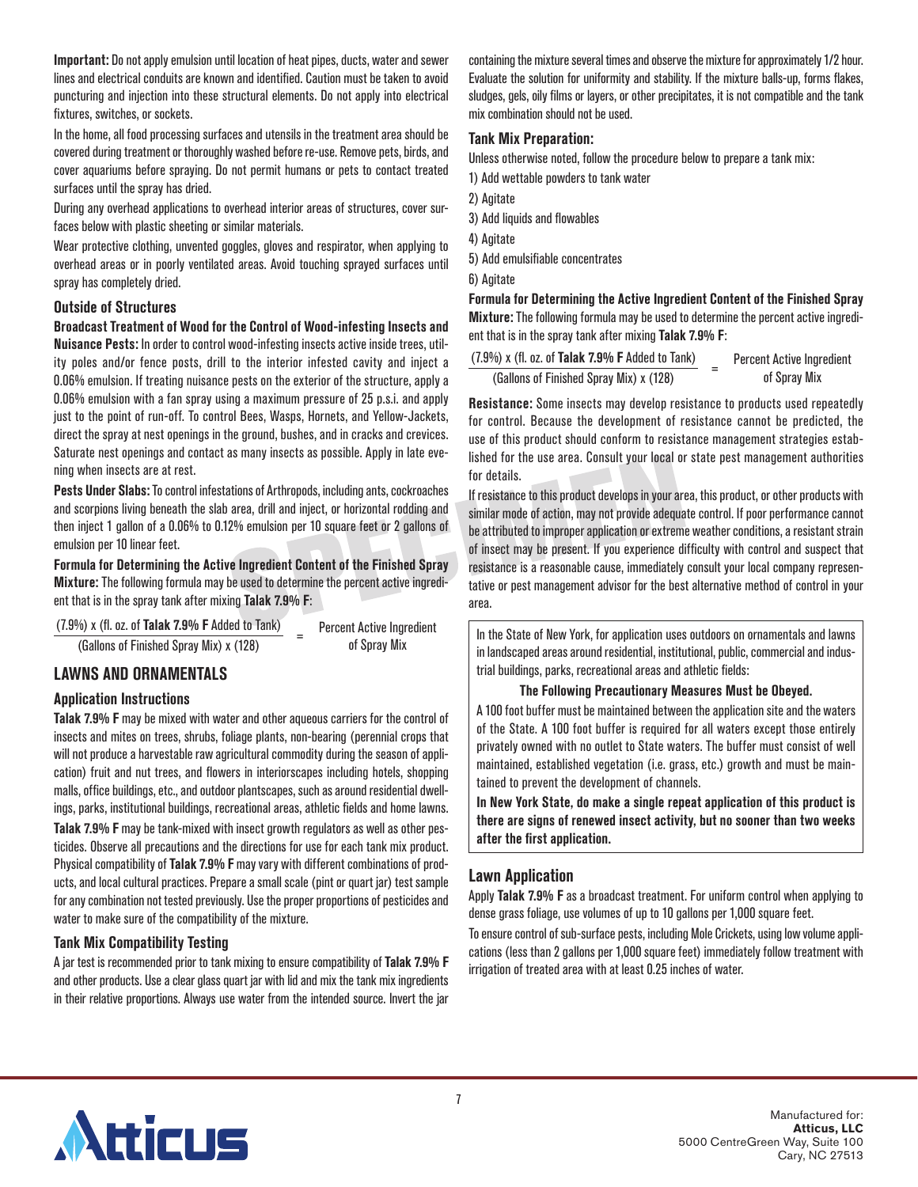**Important:** Do not apply emulsion until location of heat pipes, ducts, water and sewer lines and electrical conduits are known and identified. Caution must be taken to avoid puncturing and injection into these structural elements. Do not apply into electrical fixtures, switches, or sockets.

In the home, all food processing surfaces and utensils in the treatment area should be covered during treatment or thoroughly washed before re-use. Remove pets, birds, and cover aquariums before spraying. Do not permit humans or pets to contact treated surfaces until the spray has dried.

During any overhead applications to overhead interior areas of structures, cover surfaces below with plastic sheeting or similar materials.

Wear protective clothing, unvented goggles, gloves and respirator, when applying to overhead areas or in poorly ventilated areas. Avoid touching sprayed surfaces until spray has completely dried.

### Outside of Structures

**Broadcast Treatment of Wood for the Control of Wood-infesting Insects and Nuisance Pests:** In order to control wood-infesting insects active inside trees, utility poles and/or fence posts, drill to the interior infested cavity and inject a 0.06% emulsion. If treating nuisance pests on the exterior of the structure, apply a 0.06% emulsion with a fan spray using a maximum pressure of 25 p.s.i. and apply just to the point of run-off. To control Bees, Wasps, Hornets, and Yellow-Jackets, direct the spray at nest openings in the ground, bushes, and in cracks and crevices. Saturate nest openings and contact as many insects as possible. Apply in late evening when insects are at rest.

**Pests Under Slabs:** To control infestations of Arthropods, including ants, cockroaches and scorpions living beneath the slab area, drill and inject, or horizontal rodding and then inject 1 gallon of a 0.06% to 0.12% emulsion per 10 square feet or 2 gallons of emulsion per 10 linear feet.

**Formula for Determining the Active Ingredient Content of the Finished Spray Mixture:** The following formula may be used to determine the percent active ingredient that is in the spray tank after mixing **Talak 7.9% F**:

$$\frac{(7.9\%) \times (\text{fl. oz. of Talak 7.9\% F Added to Tank})}{(\text{Gallons of Finished Spray Mix}) \times (128)} = \text{Percent Active Ingredient of Spray Mix}$$

## LAWNS AND ORNAMENTALS

### Application Instructions

**Talak 7.9% F** may be mixed with water and other aqueous carriers for the control of insects and mites on trees, shrubs, foliage plants, non-bearing (perennial crops that will not produce a harvestable raw agricultural commodity during the season of application) fruit and nut trees, and flowers in interiorscapes including hotels, shopping malls, office buildings, etc., and outdoor plantscapes, such as around residential dwellings, parks, institutional buildings, recreational areas, athletic fields and home lawns.

**Talak 7.9% F** may be tank-mixed with insect growth regulators as well as other pesticides. Observe all precautions and the directions for use for each tank mix product. Physical compatibility of **Talak 7.9% F** may vary with different combinations of products, and local cultural practices. Prepare a small scale (pint or quart jar) test sample for any combination not tested previously. Use the proper proportions of pesticides and water to make sure of the compatibility of the mixture.

### Tank Mix Compatibility Testing

A jar test is recommended prior to tank mixing to ensure compatibility of **Talak 7.9% F** and other products. Use a clear glass quart jar with lid and mix the tank mix ingredients in their relative proportions. Always use water from the intended source. Invert the jar containing the mixture several times and observe the mixture for approximately 1/2 hour. Evaluate the solution for uniformity and stability. If the mixture balls-up, forms flakes, sludges, gels, oily films or layers, or other precipitates, it is not compatible and the tank mix combination should not be used.

### Tank Mix Preparation:

Unless otherwise noted, follow the procedure below to prepare a tank mix:

1) Add wettable powders to tank water
2) Agitate
3) Add liquids and flowables
4) Agitate
5) Add emulsifiable concentrates
6) Agitate

**Formula for Determining the Active Ingredient Content of the Finished Spray Mixture:** The following formula may be used to determine the percent active ingredient that is in the spray tank after mixing **Talak 7.9% F**:

$$\frac{(7.9\%) \times (\text{fl. oz. of Talak 7.9\% F Added to Tank})}{(\text{Gallons of Finished Spray Mix}) \times (128)} = \text{Percent Active Ingredient of Spray Mix}$$

**Resistance:** Some insects may develop resistance to products used repeatedly for control. Because the development of resistance cannot be predicted, the use of this product should conform to resistance management strategies established for the use area. Consult your local or state pest management authorities for details.

If resistance to this product develops in your area, this product, or other products with similar mode of action, may not provide adequate control. If poor performance cannot be attributed to improper application or extreme weather conditions, a resistant strain of insect may be present. If you experience difficulty with control and suspect that resistance is a reasonable cause, immediately consult your local company representative or pest management advisor for the best alternative method of control in your area.

In the State of New York, for application uses outdoors on ornamentals and lawns in landscaped areas around residential, institutional, public, commercial and industrial buildings, parks, recreational areas and athletic fields:

**The Following Precautionary Measures Must be Obeyed.**

A 100 foot buffer must be maintained between the application site and the waters of the State. A 100 foot buffer is required for all waters except those entirely privately owned with no outlet to State waters. The buffer must consist of well maintained, established vegetation (i.e. grass, etc.) growth and must be maintained to prevent the development of channels.

**In New York State, do make a single repeat application of this product is there are signs of renewed insect activity, but no sooner than two weeks after the first application.**

## Lawn Application

Apply **Talak 7.9% F** as a broadcast treatment. For uniform control when applying to dense grass foliage, use volumes of up to 10 gallons per 1,000 square feet.

To ensure control of sub-surface pests, including Mole Crickets, using low volume applications (less than 2 gallons per 1,000 square feet) immediately follow treatment with irrigation of treated area with at least 0.25 inches of water.

Manufactured for:
**Atticus, LLC**
5000 CentreGreen Way, Suite 100
Cary, NC 27513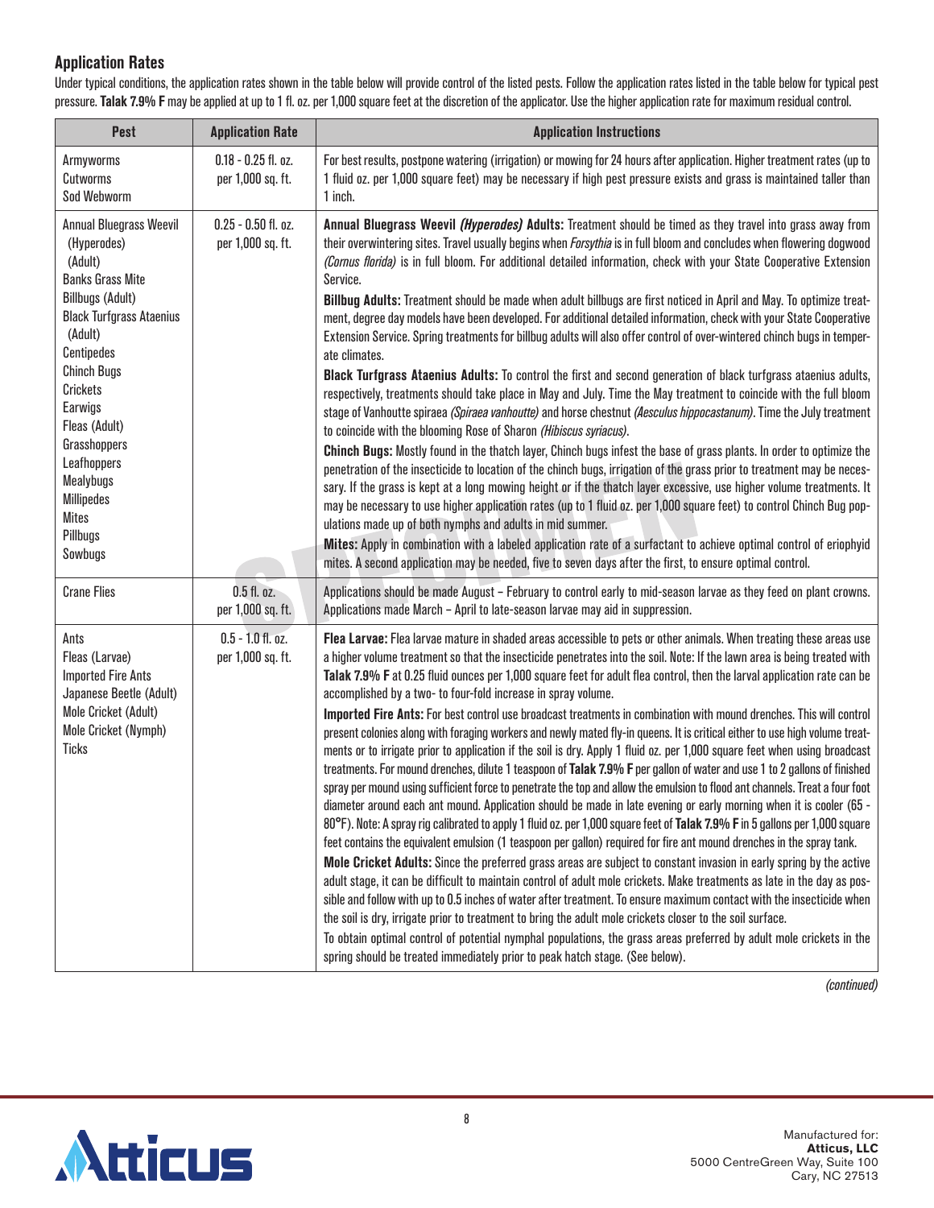## Application Rates

Under typical conditions, the application rates shown in the table below will provide control of the listed pests. Follow the application rates listed in the table below for typical pest pressure. **Talak 7.9% F** may be applied at up to 1 fl. oz. per 1,000 square feet at the discretion of the applicator. Use the higher application rate for maximum residual control.

| Pest | Application Rate | Application Instructions |
|---|---|---|
| Armyworms<br>Cutworms<br>Sod Webworm | 0.18 - 0.25 fl. oz. per 1,000 sq. ft. | For best results, postpone watering (irrigation) or mowing for 24 hours after application. Higher treatment rates (up to 1 fluid oz. per 1,000 square feet) may be necessary if high pest pressure exists and grass is maintained taller than 1 inch. |
| Annual Bluegrass Weevil (Hyperodes) (Adult)<br>Banks Grass Mite<br>Billbugs (Adult)<br>Black Turfgrass Ataenius (Adult)<br>Centipedes<br>Chinch Bugs<br>Crickets<br>Earwigs<br>Fleas (Adult)<br>Grasshoppers<br>Leafhoppers<br>Mealybugs<br>Millipedes<br>Mites<br>Pillbugs<br>Sowbugs | 0.25 - 0.50 fl. oz. per 1,000 sq. ft. | **Annual Bluegrass Weevil *(Hyperodes)* Adults:** Treatment should be timed as they travel into grass away from their overwintering sites. Travel usually begins when *Forsythia* is in full bloom and concludes when flowering dogwood *(Cornus florida)* is in full bloom. For additional detailed information, check with your State Cooperative Extension Service.<br>**Billbug Adults:** Treatment should be made when adult billbugs are first noticed in April and May. To optimize treatment, degree day models have been developed. For additional detailed information, check with your State Cooperative Extension Service. Spring treatments for billbug adults will also offer control of over-wintered chinch bugs in temperate climates.<br>**Black Turfgrass Ataenius Adults:** To control the first and second generation of black turfgrass ataenius adults, respectively, treatments should take place in May and July. Time the May treatment to coincide with the full bloom stage of Vanhoutte spiraea *(Spiraea vanhoutte)* and horse chestnut *(Aesculus hippocastanum)*. Time the July treatment to coincide with the blooming Rose of Sharon *(Hibiscus syriacus)*.<br>**Chinch Bugs:** Mostly found in the thatch layer, Chinch bugs infest the base of grass plants. In order to optimize the penetration of the insecticide to location of the chinch bugs, irrigation of the grass prior to treatment may be necessary. If the grass is kept at a long mowing height or if the thatch layer excessive, use higher volume treatments. It may be necessary to use higher application rates (up to 1 fluid oz. per 1,000 square feet) to control Chinch Bug populations made up of both nymphs and adults in mid summer.<br>**Mites:** Apply in combination with a labeled application rate of a surfactant to achieve optimal control of eriophyid mites. A second application may be needed, five to seven days after the first, to ensure optimal control. |
| Crane Flies | 0.5 fl. oz. per 1,000 sq. ft. | Applications should be made August – February to control early to mid-season larvae as they feed on plant crowns. Applications made March – April to late-season larvae may aid in suppression. |
| Ants<br>Fleas (Larvae)<br>Imported Fire Ants<br>Japanese Beetle (Adult)<br>Mole Cricket (Adult)<br>Mole Cricket (Nymph)<br>Ticks | 0.5 - 1.0 fl. oz. per 1,000 sq. ft. | **Flea Larvae:** Flea larvae mature in shaded areas accessible to pets or other animals. When treating these areas use a higher volume treatment so that the insecticide penetrates into the soil. Note: If the lawn area is being treated with **Talak 7.9% F** at 0.25 fluid ounces per 1,000 square feet for adult flea control, then the larval application rate can be accomplished by a two- to four-fold increase in spray volume.<br>**Imported Fire Ants:** For best control use broadcast treatments in combination with mound drenches. This will control present colonies along with foraging workers and newly mated fly-in queens. It is critical either to use high volume treatments or to irrigate prior to application if the soil is dry. Apply 1 fluid oz. per 1,000 square feet when using broadcast treatments. For mound drenches, dilute 1 teaspoon of **Talak 7.9% F** per gallon of water and use 1 to 2 gallons of finished spray per mound using sufficient force to penetrate the top and allow the emulsion to flood ant channels. Treat a four foot diameter around each ant mound. Application should be made in late evening or early morning when it is cooler (65 - 80°F). Note: A spray rig calibrated to apply 1 fluid oz. per 1,000 square feet of **Talak 7.9% F** in 5 gallons per 1,000 square feet contains the equivalent emulsion (1 teaspoon per gallon) required for fire ant mound drenches in the spray tank.<br>**Mole Cricket Adults:** Since the preferred grass areas are subject to constant invasion in early spring by the active adult stage, it can be difficult to maintain control of adult mole crickets. Make treatments as late in the day as possible and follow with up to 0.5 inches of water after treatment. To ensure maximum contact with the insecticide when the soil is dry, irrigate prior to treatment to bring the adult mole crickets closer to the soil surface.<br>To obtain optimal control of potential nymphal populations, the grass areas preferred by adult mole crickets in the spring should be treated immediately prior to peak hatch stage. (See below). |

*(continued)*

Manufactured for:
**Atticus, LLC**
5000 CentreGreen Way, Suite 100
Cary, NC 27513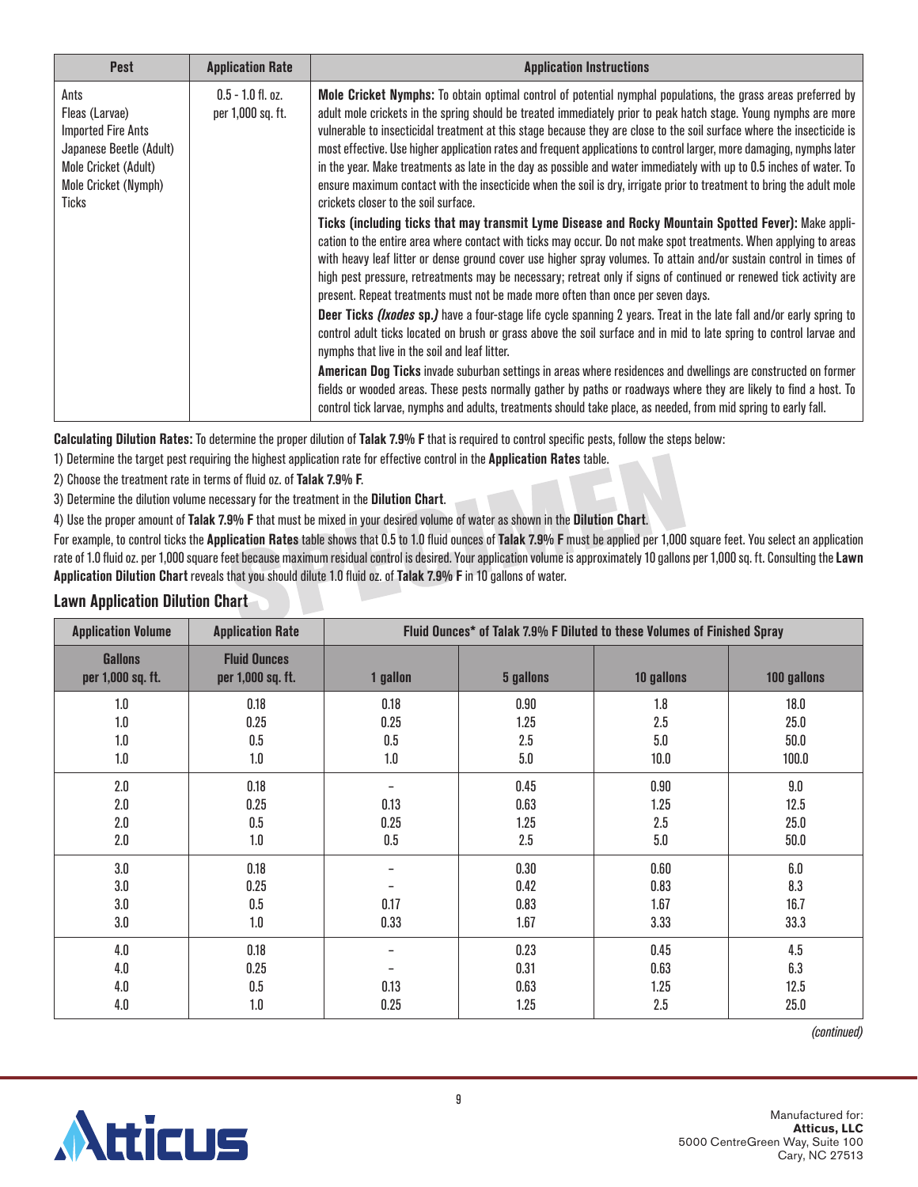| Pest | Application Rate | Application Instructions |
|---|---|---|
| Ants<br>Fleas (Larvae)<br>Imported Fire Ants<br>Japanese Beetle (Adult)<br>Mole Cricket (Adult)<br>Mole Cricket (Nymph)<br>Ticks | 0.5 - 1.0 fl. oz. per 1,000 sq. ft. | **Mole Cricket Nymphs:** To obtain optimal control of potential nymphal populations, the grass areas preferred by adult mole crickets in the spring should be treated immediately prior to peak hatch stage. Young nymphs are more vulnerable to insecticidal treatment at this stage because they are close to the soil surface where the insecticide is most effective. Use higher application rates and frequent applications to control larger, more damaging, nymphs later in the year. Make treatments as late in the day as possible and water immediately with up to 0.5 inches of water. To ensure maximum contact with the insecticide when the soil is dry, irrigate prior to treatment to bring the adult mole crickets closer to the soil surface.<br><br>**Ticks (including ticks that may transmit Lyme Disease and Rocky Mountain Spotted Fever):** Make application to the entire area where contact with ticks may occur. Do not make spot treatments. When applying to areas with heavy leaf litter or dense ground cover use higher spray volumes. To attain and/or sustain control in times of high pest pressure, retreatments may be necessary; retreat only if signs of continued or renewed tick activity are present. Repeat treatments must not be made more often than once per seven days.<br><br>**Deer Ticks *(Ixodes* sp.*)*** have a four-stage life cycle spanning 2 years. Treat in the late fall and/or early spring to control adult ticks located on brush or grass above the soil surface and in mid to late spring to control larvae and nymphs that live in the soil and leaf litter.<br><br>**American Dog Ticks** invade suburban settings in areas where residences and dwellings are constructed on former fields or wooded areas. These pests normally gather by paths or roadways where they are likely to find a host. To control tick larvae, nymphs and adults, treatments should take place, as needed, from mid spring to early fall. |

**Calculating Dilution Rates:** To determine the proper dilution of **Talak 7.9% F** that is required to control specific pests, follow the steps below:

1) Determine the target pest requiring the highest application rate for effective control in the **Application Rates** table.

2) Choose the treatment rate in terms of fluid oz. of **Talak 7.9% F**.

3) Determine the dilution volume necessary for the treatment in the **Dilution Chart**.

4) Use the proper amount of **Talak 7.9% F** that must be mixed in your desired volume of water as shown in the **Dilution Chart**.

For example, to control ticks the **Application Rates** table shows that 0.5 to 1.0 fluid ounces of **Talak 7.9% F** must be applied per 1,000 square feet. You select an application rate of 1.0 fluid oz. per 1,000 square feet because maximum residual control is desired. Your application volume is approximately 10 gallons per 1,000 sq. ft. Consulting the **Lawn Application Dilution Chart** reveals that you should dilute 1.0 fluid oz. of **Talak 7.9% F** in 10 gallons of water.

## Lawn Application Dilution Chart

| Application Volume | Application Rate | Fluid Ounces* of Talak 7.9% F Diluted to these Volumes of Finished Spray | | | |
|---|---|---|---|---|---|
| Gallons per 1,000 sq. ft. | Fluid Ounces per 1,000 sq. ft. | 1 gallon | 5 gallons | 10 gallons | 100 gallons |
| 1.0 | 0.18 | 0.18 | 0.90 | 1.8 | 18.0 |
| 1.0 | 0.25 | 0.25 | 1.25 | 2.5 | 25.0 |
| 1.0 | 0.5 | 0.5 | 2.5 | 5.0 | 50.0 |
| 1.0 | 1.0 | 1.0 | 5.0 | 10.0 | 100.0 |
| 2.0 | 0.18 | – | 0.45 | 0.90 | 9.0 |
| 2.0 | 0.25 | 0.13 | 0.63 | 1.25 | 12.5 |
| 2.0 | 0.5 | 0.25 | 1.25 | 2.5 | 25.0 |
| 2.0 | 1.0 | 0.5 | 2.5 | 5.0 | 50.0 |
| 3.0 | 0.18 | – | 0.30 | 0.60 | 6.0 |
| 3.0 | 0.25 | – | 0.42 | 0.83 | 8.3 |
| 3.0 | 0.5 | 0.17 | 0.83 | 1.67 | 16.7 |
| 3.0 | 1.0 | 0.33 | 1.67 | 3.33 | 33.3 |
| 4.0 | 0.18 | – | 0.23 | 0.45 | 4.5 |
| 4.0 | 0.25 | – | 0.31 | 0.63 | 6.3 |
| 4.0 | 0.5 | 0.13 | 0.63 | 1.25 | 12.5 |
| 4.0 | 1.0 | 0.25 | 1.25 | 2.5 | 25.0 |

*(continued)*

Manufactured for:
**Atticus, LLC**
5000 CentreGreen Way, Suite 100
Cary, NC 27513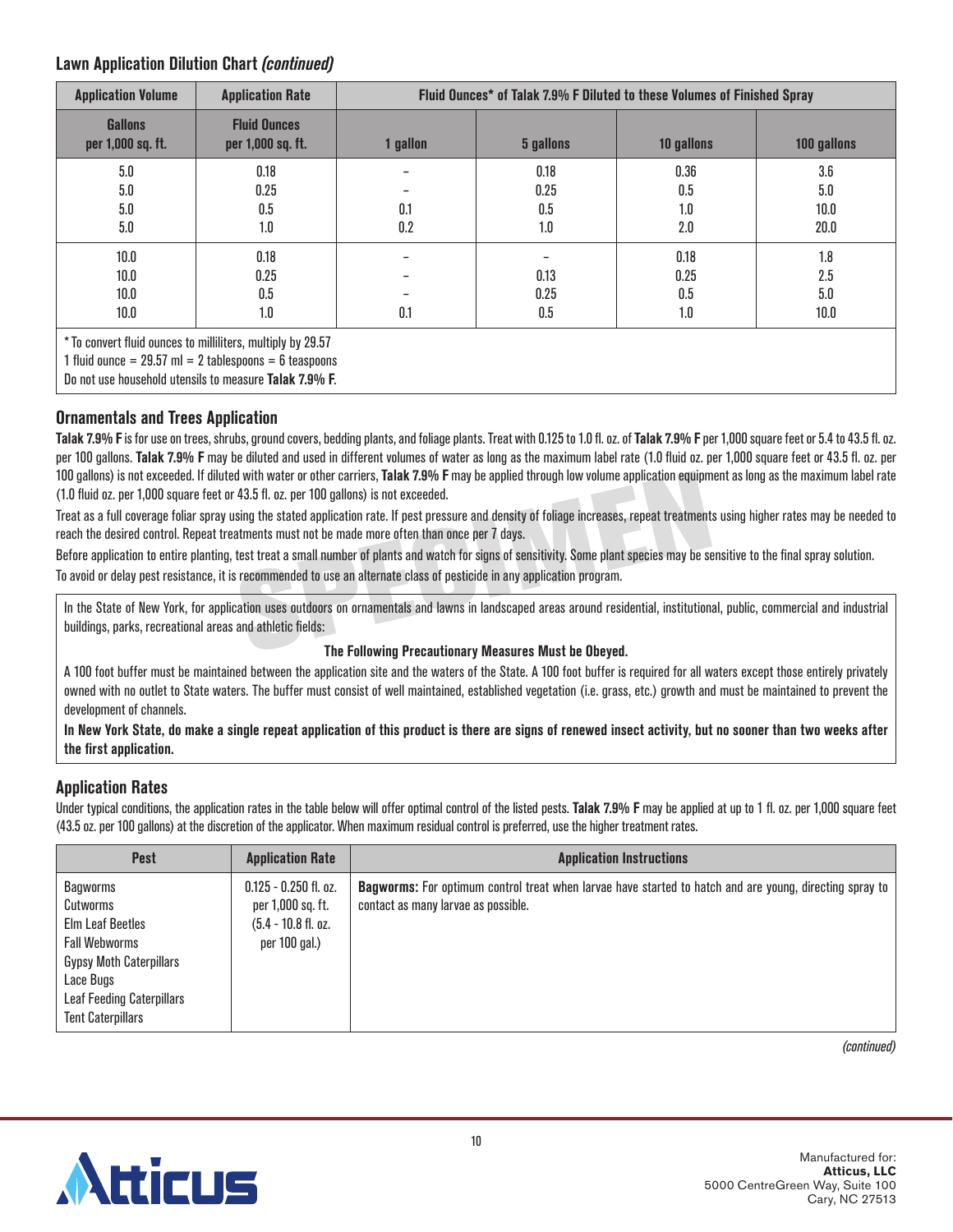## Lawn Application Dilution Chart *(continued)*

| Application Volume | Application Rate | Fluid Ounces* of Talak 7.9% F Diluted to these Volumes of Finished Spray | | | |
|---|---|---|---|---|---|
| **Gallons per 1,000 sq. ft.** | **Fluid Ounces per 1,000 sq. ft.** | **1 gallon** | **5 gallons** | **10 gallons** | **100 gallons** |
| 5.0 | 0.18 | – | 0.18 | 0.36 | 3.6 |
| 5.0 | 0.25 | – | 0.25 | 0.5 | 5.0 |
| 5.0 | 0.5 | 0.1 | 0.5 | 1.0 | 10.0 |
| 5.0 | 1.0 | 0.2 | 1.0 | 2.0 | 20.0 |
| 10.0 | 0.18 | – | – | 0.18 | 1.8 |
| 10.0 | 0.25 | – | 0.13 | 0.25 | 2.5 |
| 10.0 | 0.5 | – | 0.25 | 0.5 | 5.0 |
| 10.0 | 1.0 | 0.1 | 0.5 | 1.0 | 10.0 |

* To convert fluid ounces to milliliters, multiply by 29.57
1 fluid ounce = 29.57 ml = 2 tablespoons = 6 teaspoons
Do not use household utensils to measure **Talak 7.9% F**.

## Ornamentals and Trees Application

**Talak 7.9% F** is for use on trees, shrubs, ground covers, bedding plants, and foliage plants. Treat with 0.125 to 1.0 fl. oz. of **Talak 7.9% F** per 1,000 square feet or 5.4 to 43.5 fl. oz. per 100 gallons. **Talak 7.9% F** may be diluted and used in different volumes of water as long as the maximum label rate (1.0 fluid oz. per 1,000 square feet or 43.5 fl. oz. per 100 gallons) is not exceeded. If diluted with water or other carriers, **Talak 7.9% F** may be applied through low volume application equipment as long as the maximum label rate (1.0 fluid oz. per 1,000 square feet or 43.5 fl. oz. per 100 gallons) is not exceeded.

Treat as a full coverage foliar spray using the stated application rate. If pest pressure and density of foliage increases, repeat treatments using higher rates may be needed to reach the desired control. Repeat treatments must not be made more often than once per 7 days.

Before application to entire planting, test treat a small number of plants and watch for signs of sensitivity. Some plant species may be sensitive to the final spray solution.

To avoid or delay pest resistance, it is recommended to use an alternate class of pesticide in any application program.

In the State of New York, for application uses outdoors on ornamentals and lawns in landscaped areas around residential, institutional, public, commercial and industrial buildings, parks, recreational areas and athletic fields:

**The Following Precautionary Measures Must be Obeyed.**

A 100 foot buffer must be maintained between the application site and the waters of the State. A 100 foot buffer is required for all waters except those entirely privately owned with no outlet to State waters. The buffer must consist of well maintained, established vegetation (i.e. grass, etc.) growth and must be maintained to prevent the development of channels.

**In New York State, do make a single repeat application of this product is there are signs of renewed insect activity, but no sooner than two weeks after the first application.**

## Application Rates

Under typical conditions, the application rates in the table below will offer optimal control of the listed pests. **Talak 7.9% F** may be applied at up to 1 fl. oz. per 1,000 square feet (43.5 oz. per 100 gallons) at the discretion of the applicator. When maximum residual control is preferred, use the higher treatment rates.

| Pest | Application Rate | Application Instructions |
|---|---|---|
| Bagworms<br>Cutworms<br>Elm Leaf Beetles<br>Fall Webworms<br>Gypsy Moth Caterpillars<br>Lace Bugs<br>Leaf Feeding Caterpillars<br>Tent Caterpillars | 0.125 - 0.250 fl. oz. per 1,000 sq. ft. (5.4 - 10.8 fl. oz. per 100 gal.) | **Bagworms:** For optimum control treat when larvae have started to hatch and are young, directing spray to contact as many larvae as possible. |

*(continued)*

Manufactured for:
**Atticus, LLC**
5000 CentreGreen Way, Suite 100
Cary, NC 27513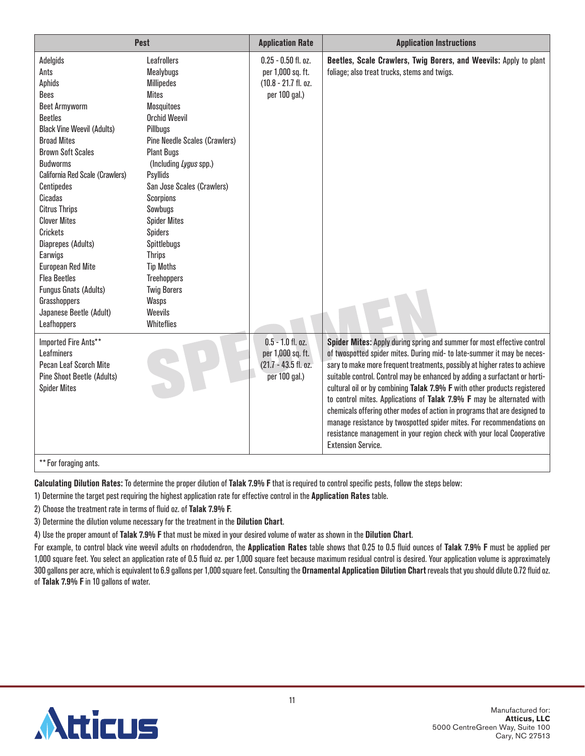| Pest | | Application Rate | Application Instructions |
|---|---|---|---|
| Adelgids<br>Ants<br>Aphids<br>Bees<br>Beet Armyworm<br>Beetles<br>Black Vine Weevil (Adults)<br>Broad Mites<br>Brown Soft Scales<br>Budworms<br>California Red Scale (Crawlers)<br>Centipedes<br>Cicadas<br>Citrus Thrips<br>Clover Mites<br>Crickets<br>Diaprepes (Adults)<br>Earwigs<br>European Red Mite<br>Flea Beetles<br>Fungus Gnats (Adults)<br>Grasshoppers<br>Japanese Beetle (Adult)<br>Leafhoppers | Leafrollers<br>Mealybugs<br>Millipedes<br>Mites<br>Mosquitoes<br>Orchid Weevil<br>Pillbugs<br>Pine Needle Scales (Crawlers)<br>Plant Bugs<br>(Including *Lygus* spp.)<br>Psyllids<br>San Jose Scales (Crawlers)<br>Scorpions<br>Sowbugs<br>Spider Mites<br>Spiders<br>Spittlebugs<br>Thrips<br>Tip Moths<br>Treehoppers<br>Twig Borers<br>Wasps<br>Weevils<br>Whiteflies | 0.25 - 0.50 fl. oz. per 1,000 sq. ft. (10.8 - 21.7 fl. oz. per 100 gal.) | **Beetles, Scale Crawlers, Twig Borers, and Weevils:** Apply to plant foliage; also treat trucks, stems and twigs. |
| Imported Fire Ants**<br>Leafminers<br>Pecan Leaf Scorch Mite<br>Pine Shoot Beetle (Adults)<br>Spider Mites | | 0.5 - 1.0 fl. oz. per 1,000 sq. ft. (21.7 - 43.5 fl. oz. per 100 gal.) | **Spider Mites:** Apply during spring and summer for most effective control of twospotted spider mites. During mid- to late-summer it may be necessary to make more frequent treatments, possibly at higher rates to achieve suitable control. Control may be enhanced by adding a surfactant or horticultural oil or by combining **Talak 7.9% F** with other products registered to control mites. Applications of **Talak 7.9% F** may be alternated with chemicals offering other modes of action in programs that are designed to manage resistance by twospotted spider mites. For recommendations on resistance management in your region check with your local Cooperative Extension Service. |

** For foraging ants.

**Calculating Dilution Rates:** To determine the proper dilution of **Talak 7.9% F** that is required to control specific pests, follow the steps below:

1) Determine the target pest requiring the highest application rate for effective control in the **Application Rates** table.

2) Choose the treatment rate in terms of fluid oz. of **Talak 7.9% F**.

3) Determine the dilution volume necessary for the treatment in the **Dilution Chart**.

4) Use the proper amount of **Talak 7.9% F** that must be mixed in your desired volume of water as shown in the **Dilution Chart**.

For example, to control black vine weevil adults on rhododendron, the **Application Rates** table shows that 0.25 to 0.5 fluid ounces of **Talak 7.9% F** must be applied per 1,000 square feet. You select an application rate of 0.5 fluid oz. per 1,000 square feet because maximum residual control is desired. Your application volume is approximately 300 gallons per acre, which is equivalent to 6.9 gallons per 1,000 square feet. Consulting the **Ornamental Application Dilution Chart** reveals that you should dilute 0.72 fluid oz. of **Talak 7.9% F** in 10 gallons of water.

Manufactured for:
**Atticus, LLC**
5000 CentreGreen Way, Suite 100
Cary, NC 27513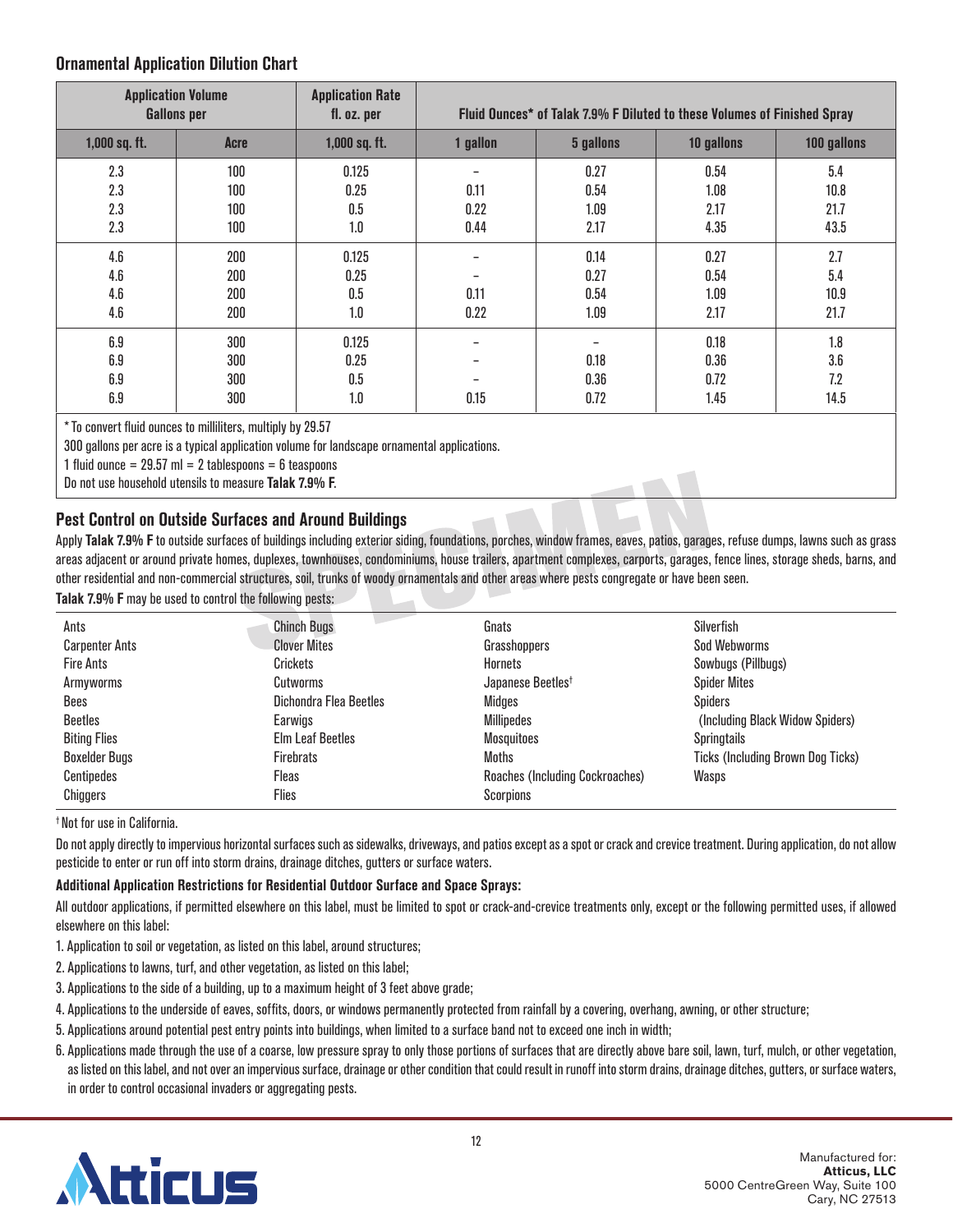## Ornamental Application Dilution Chart

| Application Volume Gallons per | | Application Rate fl. oz. per | Fluid Ounces* of Talak 7.9% F Diluted to these Volumes of Finished Spray | | | |
|---|---|---|---|---|---|---|
| 1,000 sq. ft. | Acre | 1,000 sq. ft. | 1 gallon | 5 gallons | 10 gallons | 100 gallons |
| 2.3 | 100 | 0.125 | – | 0.27 | 0.54 | 5.4 |
| 2.3 | 100 | 0.25 | 0.11 | 0.54 | 1.08 | 10.8 |
| 2.3 | 100 | 0.5 | 0.22 | 1.09 | 2.17 | 21.7 |
| 2.3 | 100 | 1.0 | 0.44 | 2.17 | 4.35 | 43.5 |
| 4.6 | 200 | 0.125 | – | 0.14 | 0.27 | 2.7 |
| 4.6 | 200 | 0.25 | – | 0.27 | 0.54 | 5.4 |
| 4.6 | 200 | 0.5 | 0.11 | 0.54 | 1.09 | 10.9 |
| 4.6 | 200 | 1.0 | 0.22 | 1.09 | 2.17 | 21.7 |
| 6.9 | 300 | 0.125 | – | – | 0.18 | 1.8 |
| 6.9 | 300 | 0.25 | – | 0.18 | 0.36 | 3.6 |
| 6.9 | 300 | 0.5 | – | 0.36 | 0.72 | 7.2 |
| 6.9 | 300 | 1.0 | 0.15 | 0.72 | 1.45 | 14.5 |

*To convert fluid ounces to milliliters, multiply by 29.57

300 gallons per acre is a typical application volume for landscape ornamental applications.

1 fluid ounce = 29.57 ml = 2 tablespoons = 6 teaspoons

Do not use household utensils to measure **Talak 7.9% F**.

## Pest Control on Outside Surfaces and Around Buildings

Apply **Talak 7.9% F** to outside surfaces of buildings including exterior siding, foundations, porches, window frames, eaves, patios, garages, refuse dumps, lawns such as grass areas adjacent or around private homes, duplexes, townhouses, condominiums, house trailers, apartment complexes, carports, garages, fence lines, storage sheds, barns, and other residential and non-commercial structures, soil, trunks of woody ornamentals and other areas where pests congregate or have been seen.

**Talak 7.9% F** may be used to control the following pests:

| | | | |
|---|---|---|---|
| Ants | Chinch Bugs | Gnats | Silverfish |
| Carpenter Ants | Clover Mites | Grasshoppers | Sod Webworms |
| Fire Ants | Crickets | Hornets | Sowbugs (Pillbugs) |
| Armyworms | Cutworms | Japanese Beetles† | Spider Mites |
| Bees | Dichondra Flea Beetles | Midges | Spiders |
| Beetles | Earwigs | Millipedes | (Including Black Widow Spiders) |
| Biting Flies | Elm Leaf Beetles | Mosquitoes | Springtails |
| Boxelder Bugs | Firebrats | Moths | Ticks (Including Brown Dog Ticks) |
| Centipedes | Fleas | Roaches (Including Cockroaches) | Wasps |
| Chiggers | Flies | Scorpions | |

† Not for use in California.

Do not apply directly to impervious horizontal surfaces such as sidewalks, driveways, and patios except as a spot or crack and crevice treatment. During application, do not allow pesticide to enter or run off into storm drains, drainage ditches, gutters or surface waters.

**Additional Application Restrictions for Residential Outdoor Surface and Space Sprays:**

All outdoor applications, if permitted elsewhere on this label, must be limited to spot or crack-and-crevice treatments only, except or the following permitted uses, if allowed elsewhere on this label:

1. Application to soil or vegetation, as listed on this label, around structures;
2. Applications to lawns, turf, and other vegetation, as listed on this label;
3. Applications to the side of a building, up to a maximum height of 3 feet above grade;
4. Applications to the underside of eaves, soffits, doors, or windows permanently protected from rainfall by a covering, overhang, awning, or other structure;
5. Applications around potential pest entry points into buildings, when limited to a surface band not to exceed one inch in width;
6. Applications made through the use of a coarse, low pressure spray to only those portions of surfaces that are directly above bare soil, lawn, turf, mulch, or other vegetation, as listed on this label, and not over an impervious surface, drainage or other condition that could result in runoff into storm drains, drainage ditches, gutters, or surface waters, in order to control occasional invaders or aggregating pests.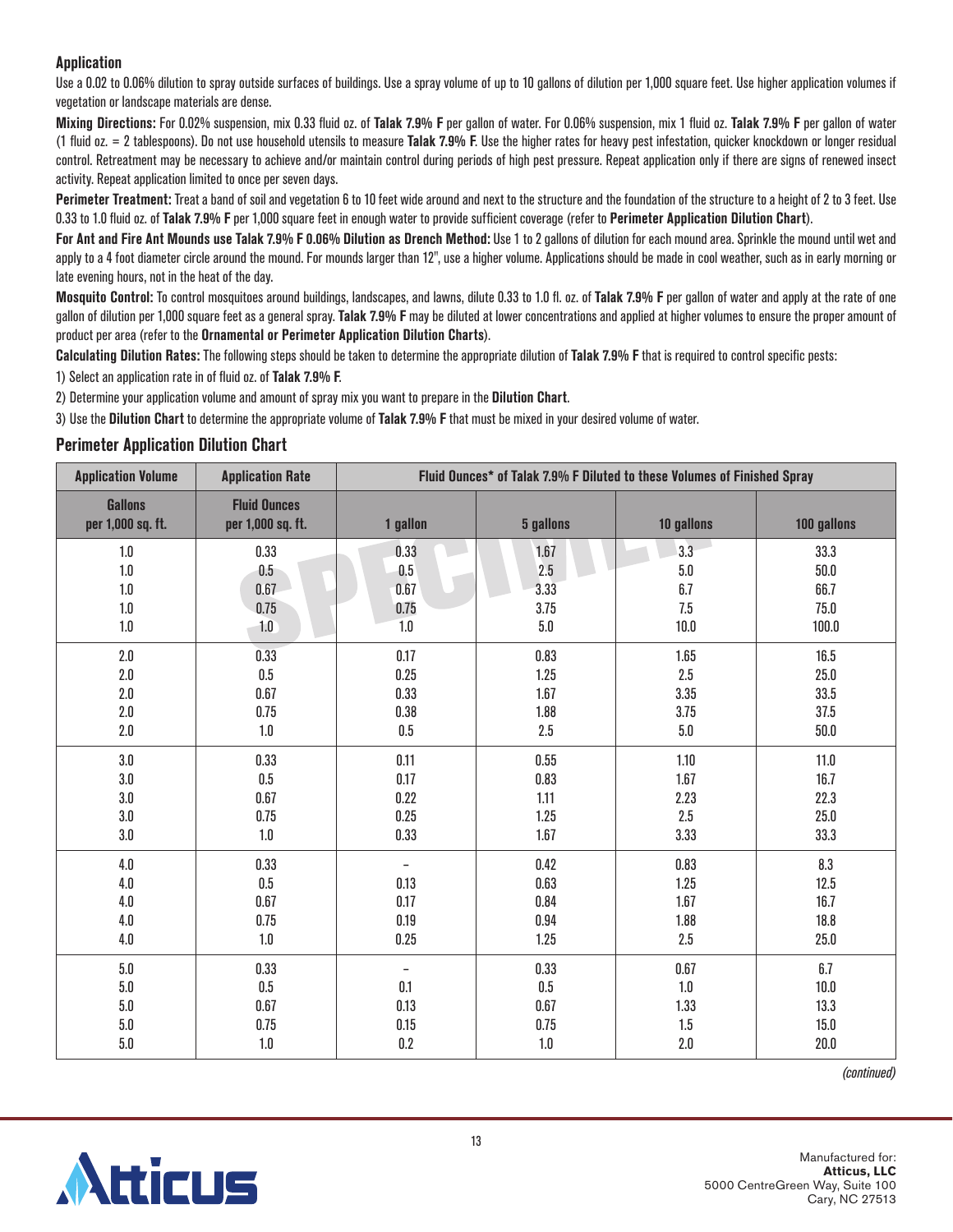## Application

Use a 0.02 to 0.06% dilution to spray outside surfaces of buildings. Use a spray volume of up to 10 gallons of dilution per 1,000 square feet. Use higher application volumes if vegetation or landscape materials are dense.

**Mixing Directions:** For 0.02% suspension, mix 0.33 fluid oz. of **Talak 7.9% F** per gallon of water. For 0.06% suspension, mix 1 fluid oz. **Talak 7.9% F** per gallon of water (1 fluid oz. = 2 tablespoons). Do not use household utensils to measure **Talak 7.9% F**. Use the higher rates for heavy pest infestation, quicker knockdown or longer residual control. Retreatment may be necessary to achieve and/or maintain control during periods of high pest pressure. Repeat application only if there are signs of renewed insect activity. Repeat application limited to once per seven days.

**Perimeter Treatment:** Treat a band of soil and vegetation 6 to 10 feet wide around and next to the structure and the foundation of the structure to a height of 2 to 3 feet. Use 0.33 to 1.0 fluid oz. of **Talak 7.9% F** per 1,000 square feet in enough water to provide sufficient coverage (refer to **Perimeter Application Dilution Chart**).

**For Ant and Fire Ant Mounds use Talak 7.9% F 0.06% Dilution as Drench Method:** Use 1 to 2 gallons of dilution for each mound area. Sprinkle the mound until wet and apply to a 4 foot diameter circle around the mound. For mounds larger than 12", use a higher volume. Applications should be made in cool weather, such as in early morning or late evening hours, not in the heat of the day.

**Mosquito Control:** To control mosquitoes around buildings, landscapes, and lawns, dilute 0.33 to 1.0 fl. oz. of **Talak 7.9% F** per gallon of water and apply at the rate of one gallon of dilution per 1,000 square feet as a general spray. **Talak 7.9% F** may be diluted at lower concentrations and applied at higher volumes to ensure the proper amount of product per area (refer to the **Ornamental or Perimeter Application Dilution Charts**).

**Calculating Dilution Rates:** The following steps should be taken to determine the appropriate dilution of **Talak 7.9% F** that is required to control specific pests:

1) Select an application rate in of fluid oz. of **Talak 7.9% F**.

2) Determine your application volume and amount of spray mix you want to prepare in the **Dilution Chart**.

3) Use the **Dilution Chart** to determine the appropriate volume of **Talak 7.9% F** that must be mixed in your desired volume of water.

## Perimeter Application Dilution Chart

| Application Volume | Application Rate | Fluid Ounces* of Talak 7.9% F Diluted to these Volumes of Finished Spray | | | |
|---|---|---|---|---|---|
| Gallons per 1,000 sq. ft. | Fluid Ounces per 1,000 sq. ft. | 1 gallon | 5 gallons | 10 gallons | 100 gallons |
| 1.0 | 0.33 | 0.33 | 1.67 | 3.3 | 33.3 |
| 1.0 | 0.5 | 0.5 | 2.5 | 5.0 | 50.0 |
| 1.0 | 0.67 | 0.67 | 3.33 | 6.7 | 66.7 |
| 1.0 | 0.75 | 0.75 | 3.75 | 7.5 | 75.0 |
| 1.0 | 1.0 | 1.0 | 5.0 | 10.0 | 100.0 |
| 2.0 | 0.33 | 0.17 | 0.83 | 1.65 | 16.5 |
| 2.0 | 0.5 | 0.25 | 1.25 | 2.5 | 25.0 |
| 2.0 | 0.67 | 0.33 | 1.67 | 3.35 | 33.5 |
| 2.0 | 0.75 | 0.38 | 1.88 | 3.75 | 37.5 |
| 2.0 | 1.0 | 0.5 | 2.5 | 5.0 | 50.0 |
| 3.0 | 0.33 | 0.11 | 0.55 | 1.10 | 11.0 |
| 3.0 | 0.5 | 0.17 | 0.83 | 1.67 | 16.7 |
| 3.0 | 0.67 | 0.22 | 1.11 | 2.23 | 22.3 |
| 3.0 | 0.75 | 0.25 | 1.25 | 2.5 | 25.0 |
| 3.0 | 1.0 | 0.33 | 1.67 | 3.33 | 33.3 |
| 4.0 | 0.33 | – | 0.42 | 0.83 | 8.3 |
| 4.0 | 0.5 | 0.13 | 0.63 | 1.25 | 12.5 |
| 4.0 | 0.67 | 0.17 | 0.84 | 1.67 | 16.7 |
| 4.0 | 0.75 | 0.19 | 0.94 | 1.88 | 18.8 |
| 4.0 | 1.0 | 0.25 | 1.25 | 2.5 | 25.0 |
| 5.0 | 0.33 | – | 0.33 | 0.67 | 6.7 |
| 5.0 | 0.5 | 0.1 | 0.5 | 1.0 | 10.0 |
| 5.0 | 0.67 | 0.13 | 0.67 | 1.33 | 13.3 |
| 5.0 | 0.75 | 0.15 | 0.75 | 1.5 | 15.0 |
| 5.0 | 1.0 | 0.2 | 1.0 | 2.0 | 20.0 |

*(continued)*

Manufactured for:
**Atticus, LLC**
5000 CentreGreen Way, Suite 100
Cary, NC 27513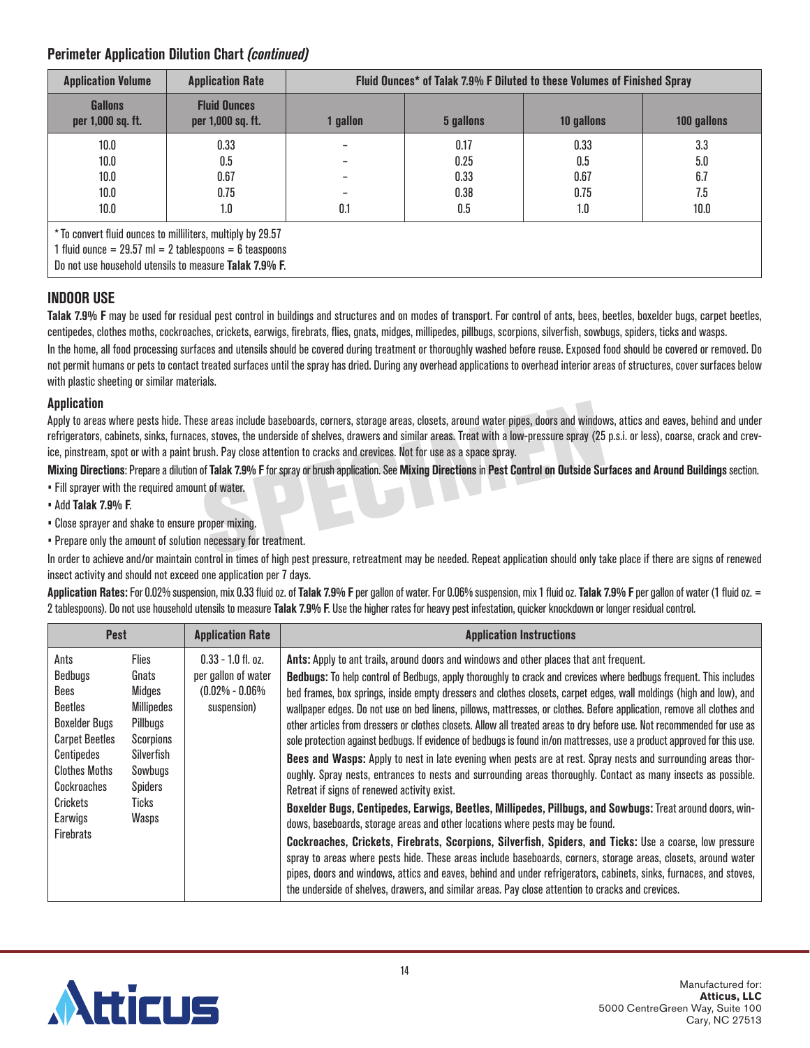## Perimeter Application Dilution Chart *(continued)*

| Application Volume | Application Rate | Fluid Ounces* of Talak 7.9% F Diluted to these Volumes of Finished Spray | | | |
|---|---|---|---|---|---|
| Gallons per 1,000 sq. ft. | Fluid Ounces per 1,000 sq. ft. | 1 gallon | 5 gallons | 10 gallons | 100 gallons |
| 10.0 | 0.33 | – | 0.17 | 0.33 | 3.3 |
| 10.0 | 0.5 | – | 0.25 | 0.5 | 5.0 |
| 10.0 | 0.67 | – | 0.33 | 0.67 | 6.7 |
| 10.0 | 0.75 | – | 0.38 | 0.75 | 7.5 |
| 10.0 | 1.0 | 0.1 | 0.5 | 1.0 | 10.0 |

* To convert fluid ounces to milliliters, multiply by 29.57
1 fluid ounce = 29.57 ml = 2 tablespoons = 6 teaspoons
Do not use household utensils to measure **Talak 7.9% F**.

## INDOOR USE

**Talak 7.9% F** may be used for residual pest control in buildings and structures and on modes of transport. For control of ants, bees, beetles, boxelder bugs, carpet beetles, centipedes, clothes moths, cockroaches, crickets, earwigs, firebrats, flies, gnats, midges, millipedes, pillbugs, scorpions, silverfish, sowbugs, spiders, ticks and wasps.

In the home, all food processing surfaces and utensils should be covered during treatment or thoroughly washed before reuse. Exposed food should be covered or removed. Do not permit humans or pets to contact treated surfaces until the spray has dried. During any overhead applications to overhead interior areas of structures, cover surfaces below with plastic sheeting or similar materials.

### Application

Apply to areas where pests hide. These areas include baseboards, corners, storage areas, closets, around water pipes, doors and windows, attics and eaves, behind and under refrigerators, cabinets, sinks, furnaces, stoves, the underside of shelves, drawers and similar areas. Treat with a low-pressure spray (25 p.s.i. or less), coarse, crack and crevice, pinstream, spot or with a paint brush. Pay close attention to cracks and crevices. Not for use as a space spray.

**Mixing Directions**: Prepare a dilution of **Talak 7.9% F** for spray or brush application. See **Mixing Directions** in **Pest Control on Outside Surfaces and Around Buildings** section.

- Fill sprayer with the required amount of water.
- Add **Talak 7.9% F**.
- Close sprayer and shake to ensure proper mixing.
- Prepare only the amount of solution necessary for treatment.

In order to achieve and/or maintain control in times of high pest pressure, retreatment may be needed. Repeat application should only take place if there are signs of renewed insect activity and should not exceed one application per 7 days.

**Application Rates:** For 0.02% suspension, mix 0.33 fluid oz. of **Talak 7.9% F** per gallon of water. For 0.06% suspension, mix 1 fluid oz. **Talak 7.9% F** per gallon of water (1 fluid oz. = 2 tablespoons). Do not use household utensils to measure **Talak 7.9% F**. Use the higher rates for heavy pest infestation, quicker knockdown or longer residual control.

| Pest | | Application Rate | Application Instructions |
|---|---|---|---|
| Ants<br>Bedbugs<br>Bees<br>Beetles<br>Boxelder Bugs<br>Carpet Beetles<br>Centipedes<br>Clothes Moths<br>Cockroaches<br>Crickets<br>Earwigs<br>Firebrats | Flies<br>Gnats<br>Midges<br>Millipedes<br>Pillbugs<br>Scorpions<br>Silverfish<br>Sowbugs<br>Spiders<br>Ticks<br>Wasps | 0.33 - 1.0 fl. oz. per gallon of water (0.02% - 0.06% suspension) | **Ants:** Apply to ant trails, around doors and windows and other places that ant frequent.<br>**Bedbugs:** To help control of Bedbugs, apply thoroughly to crack and crevices where bedbugs frequent. This includes bed frames, box springs, inside empty dressers and clothes closets, carpet edges, wall moldings (high and low), and wallpaper edges. Do not use on bed linens, pillows, mattresses, or clothes. Before application, remove all clothes and other articles from dressers or clothes closets. Allow all treated areas to dry before use. Not recommended for use as sole protection against bedbugs. If evidence of bedbugs is found in/on mattresses, use a product approved for this use.<br>**Bees and Wasps:** Apply to nest in late evening when pests are at rest. Spray nests and surrounding areas thoroughly. Spray nests, entrances to nests and surrounding areas thoroughly. Contact as many insects as possible. Retreat if signs of renewed activity exist.<br>**Boxelder Bugs, Centipedes, Earwigs, Beetles, Millipedes, Pillbugs, and Sowbugs:** Treat around doors, windows, baseboards, storage areas and other locations where pests may be found.<br>**Cockroaches, Crickets, Firebrats, Scorpions, Silverfish, Spiders, and Ticks:** Use a coarse, low pressure spray to areas where pests hide. These areas include baseboards, corners, storage areas, closets, around water pipes, doors and windows, attics and eaves, behind and under refrigerators, cabinets, sinks, furnaces, and stoves, the underside of shelves, drawers, and similar areas. Pay close attention to cracks and crevices. |

Manufactured for:
**Atticus, LLC**
5000 CentreGreen Way, Suite 100
Cary, NC 27513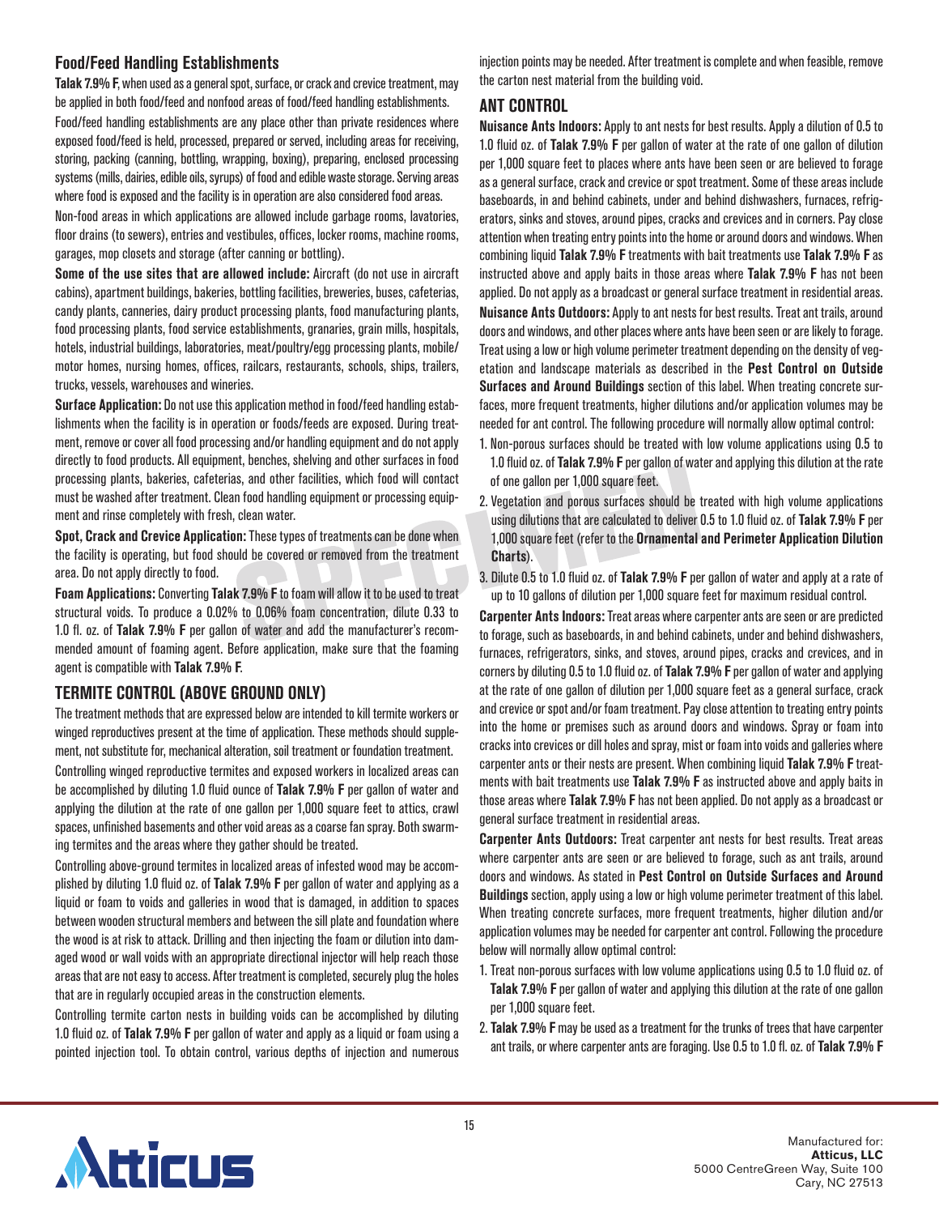### Food/Feed Handling Establishments

**Talak 7.9% F**, when used as a general spot, surface, or crack and crevice treatment, may be applied in both food/feed and nonfood areas of food/feed handling establishments.

Food/feed handling establishments are any place other than private residences where exposed food/feed is held, processed, prepared or served, including areas for receiving, storing, packing (canning, bottling, wrapping, boxing), preparing, enclosed processing systems (mills, dairies, edible oils, syrups) of food and edible waste storage. Serving areas where food is exposed and the facility is in operation are also considered food areas.

Non-food areas in which applications are allowed include garbage rooms, lavatories, floor drains (to sewers), entries and vestibules, offices, locker rooms, machine rooms, garages, mop closets and storage (after canning or bottling).

**Some of the use sites that are allowed include:** Aircraft (do not use in aircraft cabins), apartment buildings, bakeries, bottling facilities, breweries, buses, cafeterias, candy plants, canneries, dairy product processing plants, food manufacturing plants, food processing plants, food service establishments, granaries, grain mills, hospitals, hotels, industrial buildings, laboratories, meat/poultry/egg processing plants, mobile/motor homes, nursing homes, offices, railcars, restaurants, schools, ships, trailers, trucks, vessels, warehouses and wineries.

**Surface Application:** Do not use this application method in food/feed handling establishments when the facility is in operation or foods/feeds are exposed. During treatment, remove or cover all food processing and/or handling equipment and do not apply directly to food products. All equipment, benches, shelving and other surfaces in food processing plants, bakeries, cafeterias, and other facilities, which food will contact must be washed after treatment. Clean food handling equipment or processing equipment and rinse completely with fresh, clean water.

**Spot, Crack and Crevice Application:** These types of treatments can be done when the facility is operating, but food should be covered or removed from the treatment area. Do not apply directly to food.

**Foam Applications:** Converting **Talak 7.9% F** to foam will allow it to be used to treat structural voids. To produce a 0.02% to 0.06% foam concentration, dilute 0.33 to 1.0 fl. oz. of **Talak 7.9% F** per gallon of water and add the manufacturer's recommended amount of foaming agent. Before application, make sure that the foaming agent is compatible with **Talak 7.9% F**.

### TERMITE CONTROL (ABOVE GROUND ONLY)

The treatment methods that are expressed below are intended to kill termite workers or winged reproductives present at the time of application. These methods should supplement, not substitute for, mechanical alteration, soil treatment or foundation treatment.

Controlling winged reproductive termites and exposed workers in localized areas can be accomplished by diluting 1.0 fluid ounce of **Talak 7.9% F** per gallon of water and applying the dilution at the rate of one gallon per 1,000 square feet to attics, crawl spaces, unfinished basements and other void areas as a coarse fan spray. Both swarming termites and the areas where they gather should be treated.

Controlling above-ground termites in localized areas of infested wood may be accomplished by diluting 1.0 fluid oz. of **Talak 7.9% F** per gallon of water and applying as a liquid or foam to voids and galleries in wood that is damaged, in addition to spaces between wooden structural members and between the sill plate and foundation where the wood is at risk to attack. Drilling and then injecting the foam or dilution into damaged wood or wall voids with an appropriate directional injector will help reach those areas that are not easy to access. After treatment is completed, securely plug the holes that are in regularly occupied areas in the construction elements.

Controlling termite carton nests in building voids can be accomplished by diluting 1.0 fluid oz. of **Talak 7.9% F** per gallon of water and apply as a liquid or foam using a pointed injection tool. To obtain control, various depths of injection and numerous injection points may be needed. After treatment is complete and when feasible, remove the carton nest material from the building void.

### ANT CONTROL

**Nuisance Ants Indoors:** Apply to ant nests for best results. Apply a dilution of 0.5 to 1.0 fluid oz. of **Talak 7.9% F** per gallon of water at the rate of one gallon of dilution per 1,000 square feet to places where ants have been seen or are believed to forage as a general surface, crack and crevice or spot treatment. Some of these areas include baseboards, in and behind cabinets, under and behind dishwashers, furnaces, refrigerators, sinks and stoves, around pipes, cracks and crevices and in corners. Pay close attention when treating entry points into the home or around doors and windows. When combining liquid **Talak 7.9% F** treatments with bait treatments use **Talak 7.9% F** as instructed above and apply baits in those areas where **Talak 7.9% F** has not been applied. Do not apply as a broadcast or general surface treatment in residential areas.

**Nuisance Ants Outdoors:** Apply to ant nests for best results. Treat ant trails, around doors and windows, and other places where ants have been seen or are likely to forage. Treat using a low or high volume perimeter treatment depending on the density of vegetation and landscape materials as described in the **Pest Control on Outside Surfaces and Around Buildings** section of this label. When treating concrete surfaces, more frequent treatments, higher dilutions and/or application volumes may be needed for ant control. The following procedure will normally allow optimal control:

1. Non-porous surfaces should be treated with low volume applications using 0.5 to 1.0 fluid oz. of **Talak 7.9% F** per gallon of water and applying this dilution at the rate of one gallon per 1,000 square feet.
2. Vegetation and porous surfaces should be treated with high volume applications using dilutions that are calculated to deliver 0.5 to 1.0 fluid oz. of **Talak 7.9% F** per 1,000 square feet (refer to the **Ornamental and Perimeter Application Dilution Charts**).
3. Dilute 0.5 to 1.0 fluid oz. of **Talak 7.9% F** per gallon of water and apply at a rate of up to 10 gallons of dilution per 1,000 square feet for maximum residual control.

**Carpenter Ants Indoors:** Treat areas where carpenter ants are seen or are predicted to forage, such as baseboards, in and behind cabinets, under and behind dishwashers, furnaces, refrigerators, sinks, and stoves, around pipes, cracks and crevices, and in corners by diluting 0.5 to 1.0 fluid oz. of **Talak 7.9% F** per gallon of water and applying at the rate of one gallon of dilution per 1,000 square feet as a general surface, crack and crevice or spot and/or foam treatment. Pay close attention to treating entry points into the home or premises such as around doors and windows. Spray or foam into cracks into crevices or dill holes and spray, mist or foam into voids and galleries where carpenter ants or their nests are present. When combining liquid **Talak 7.9% F** treatments with bait treatments use **Talak 7.9% F** as instructed above and apply baits in those areas where **Talak 7.9% F** has not been applied. Do not apply as a broadcast or general surface treatment in residential areas.

**Carpenter Ants Outdoors:** Treat carpenter ant nests for best results. Treat areas where carpenter ants are seen or are believed to forage, such as ant trails, around doors and windows. As stated in **Pest Control on Outside Surfaces and Around Buildings** section, apply using a low or high volume perimeter treatment of this label. When treating concrete surfaces, more frequent treatments, higher dilution and/or application volumes may be needed for carpenter ant control. Following the procedure below will normally allow optimal control:

1. Treat non-porous surfaces with low volume applications using 0.5 to 1.0 fluid oz. of **Talak 7.9% F** per gallon of water and applying this dilution at the rate of one gallon per 1,000 square feet.
2. **Talak 7.9% F** may be used as a treatment for the trunks of trees that have carpenter ant trails, or where carpenter ants are foraging. Use 0.5 to 1.0 fl. oz. of **Talak 7.9% F**

Manufactured for:
**Atticus, LLC**
5000 CentreGreen Way, Suite 100
Cary, NC 27513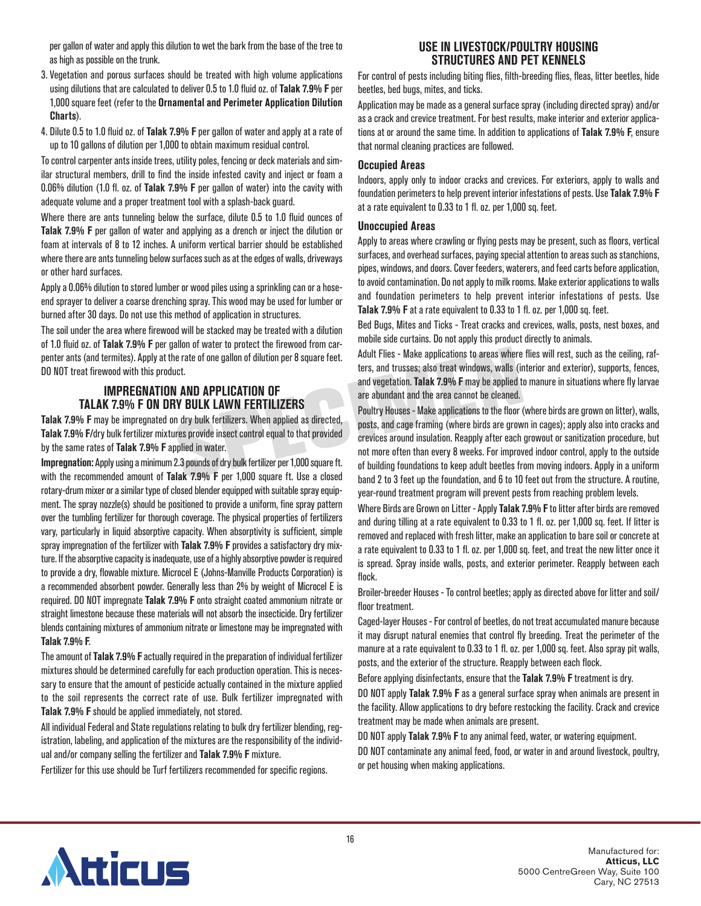per gallon of water and apply this dilution to wet the bark from the base of the tree to as high as possible on the trunk.

3. Vegetation and porous surfaces should be treated with high volume applications using dilutions that are calculated to deliver 0.5 to 1.0 fluid oz. of **Talak 7.9% F** per 1,000 square feet (refer to the **Ornamental and Perimeter Application Dilution Charts**).
4. Dilute 0.5 to 1.0 fluid oz. of **Talak 7.9% F** per gallon of water and apply at a rate of up to 10 gallons of dilution per 1,000 to obtain maximum residual control.

To control carpenter ants inside trees, utility poles, fencing or deck materials and similar structural members, drill to find the inside infested cavity and inject or foam a 0.06% dilution (1.0 fl. oz. of **Talak 7.9% F** per gallon of water) into the cavity with adequate volume and a proper treatment tool with a splash-back guard.

Where there are ants tunneling below the surface, dilute 0.5 to 1.0 fluid ounces of **Talak 7.9% F** per gallon of water and applying as a drench or inject the dilution or foam at intervals of 8 to 12 inches. A uniform vertical barrier should be established where there are ants tunneling below surfaces such as at the edges of walls, driveways or other hard surfaces.

Apply a 0.06% dilution to stored lumber or wood piles using a sprinkling can or a hose-end sprayer to deliver a coarse drenching spray. This wood may be used for lumber or burned after 30 days. Do not use this method of application in structures.

The soil under the area where firewood will be stacked may be treated with a dilution of 1.0 fluid oz. of **Talak 7.9% F** per gallon of water to protect the firewood from carpenter ants (and termites). Apply at the rate of one gallon of dilution per 8 square feet. DO NOT treat firewood with this product.

## IMPREGNATION AND APPLICATION OF TALAK 7.9% F ON DRY BULK LAWN FERTILIZERS

**Talak 7.9% F** may be impregnated on dry bulk fertilizers. When applied as directed, **Talak 7.9% F**/dry bulk fertilizer mixtures provide insect control equal to that provided by the same rates of **Talak 7.9% F** applied in water.

**Impregnation:** Apply using a minimum 2.3 pounds of dry bulk fertilizer per 1,000 square ft. with the recommended amount of **Talak 7.9% F** per 1,000 square ft. Use a closed rotary-drum mixer or a similar type of closed blender equipped with suitable spray equipment. The spray nozzle(s) should be positioned to provide a uniform, fine spray pattern over the tumbling fertilizer for thorough coverage. The physical properties of fertilizers vary, particularly in liquid absorptive capacity. When absorptivity is sufficient, simple spray impregnation of the fertilizer with **Talak 7.9% F** provides a satisfactory dry mixture. If the absorptive capacity is inadequate, use of a highly absorptive powder is required to provide a dry, flowable mixture. Microcel E (Johns-Manville Products Corporation) is a recommended absorbent powder. Generally less than 2% by weight of Microcel E is required. DO NOT impregnate **Talak 7.9% F** onto straight coated ammonium nitrate or straight limestone because these materials will not absorb the insecticide. Dry fertilizer blends containing mixtures of ammonium nitrate or limestone may be impregnated with **Talak 7.9% F**.

The amount of **Talak 7.9% F** actually required in the preparation of individual fertilizer mixtures should be determined carefully for each production operation. This is necessary to ensure that the amount of pesticide actually contained in the mixture applied to the soil represents the correct rate of use. Bulk fertilizer impregnated with **Talak 7.9% F** should be applied immediately, not stored.

All individual Federal and State regulations relating to bulk dry fertilizer blending, registration, labeling, and application of the mixtures are the responsibility of the individual and/or company selling the fertilizer and **Talak 7.9% F** mixture.

Fertilizer for this use should be Turf fertilizers recommended for specific regions.

## USE IN LIVESTOCK/POULTRY HOUSING STRUCTURES AND PET KENNELS

For control of pests including biting flies, filth-breeding flies, fleas, litter beetles, hide beetles, bed bugs, mites, and ticks.

Application may be made as a general surface spray (including directed spray) and/or as a crack and crevice treatment. For best results, make interior and exterior applications at or around the same time. In addition to applications of **Talak 7.9% F**, ensure that normal cleaning practices are followed.

### Occupied Areas

Indoors, apply only to indoor cracks and crevices. For exteriors, apply to walls and foundation perimeters to help prevent interior infestations of pests. Use **Talak 7.9% F** at a rate equivalent to 0.33 to 1 fl. oz. per 1,000 sq. feet.

### Unoccupied Areas

Apply to areas where crawling or flying pests may be present, such as floors, vertical surfaces, and overhead surfaces, paying special attention to areas such as stanchions, pipes, windows, and doors. Cover feeders, waterers, and feed carts before application, to avoid contamination. Do not apply to milk rooms. Make exterior applications to walls and foundation perimeters to help prevent interior infestations of pests. Use **Talak 7.9% F** at a rate equivalent to 0.33 to 1 fl. oz. per 1,000 sq. feet.

Bed Bugs, Mites and Ticks - Treat cracks and crevices, walls, posts, nest boxes, and mobile side curtains. Do not apply this product directly to animals.

Adult Flies - Make applications to areas where flies will rest, such as the ceiling, rafters, and trusses; also treat windows, walls (interior and exterior), supports, fences, and vegetation. **Talak 7.9% F** may be applied to manure in situations where fly larvae are abundant and the area cannot be cleaned.

Poultry Houses - Make applications to the floor (where birds are grown on litter), walls, posts, and cage framing (where birds are grown in cages); apply also into cracks and crevices around insulation. Reapply after each growout or sanitization procedure, but not more often than every 8 weeks. For improved indoor control, apply to the outside of building foundations to keep adult beetles from moving indoors. Apply in a uniform band 2 to 3 feet up the foundation, and 6 to 10 feet out from the structure. A routine, year-round treatment program will prevent pests from reaching problem levels.

Where Birds are Grown on Litter - Apply **Talak 7.9% F** to litter after birds are removed and during tilling at a rate equivalent to 0.33 to 1 fl. oz. per 1,000 sq. feet. If litter is removed and replaced with fresh litter, make an application to bare soil or concrete at a rate equivalent to 0.33 to 1 fl. oz. per 1,000 sq. feet, and treat the new litter once it is spread. Spray inside walls, posts, and exterior perimeter. Reapply between each flock.

Broiler-breeder Houses - To control beetles; apply as directed above for litter and soil/floor treatment.

Caged-layer Houses - For control of beetles, do not treat accumulated manure because it may disrupt natural enemies that control fly breeding. Treat the perimeter of the manure at a rate equivalent to 0.33 to 1 fl. oz. per 1,000 sq. feet. Also spray pit walls, posts, and the exterior of the structure. Reapply between each flock.

Before applying disinfectants, ensure that the **Talak 7.9% F** treatment is dry.

DO NOT apply **Talak 7.9% F** as a general surface spray when animals are present in the facility. Allow applications to dry before restocking the facility. Crack and crevice treatment may be made when animals are present.

DO NOT apply **Talak 7.9% F** to any animal feed, water, or watering equipment.

DO NOT contaminate any animal feed, food, or water in and around livestock, poultry, or pet housing when making applications.

Manufactured for:
**Atticus, LLC**
5000 CentreGreen Way, Suite 100
Cary, NC 27513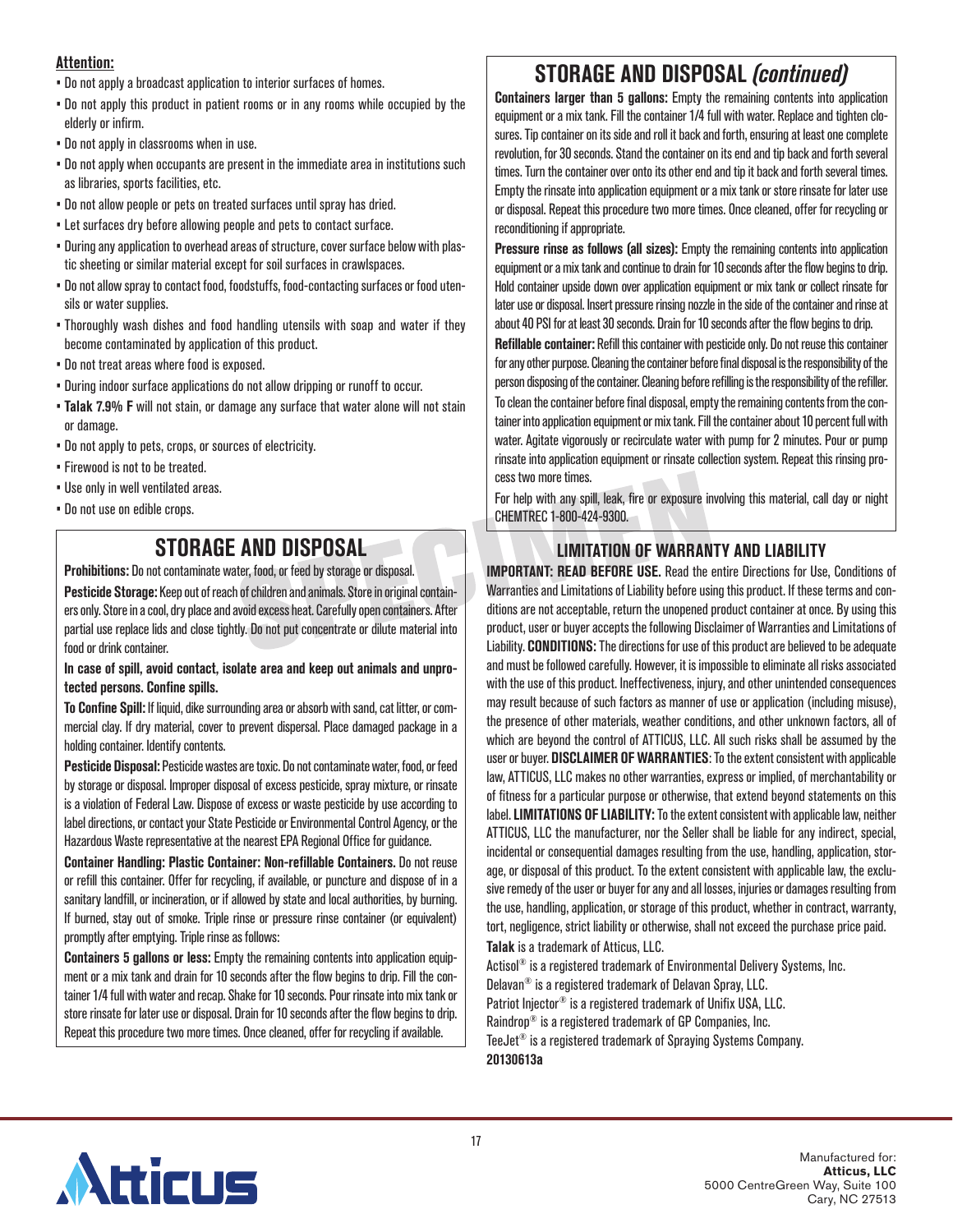**Attention:**

- Do not apply a broadcast application to interior surfaces of homes.
- Do not apply this product in patient rooms or in any rooms while occupied by the elderly or infirm.
- Do not apply in classrooms when in use.
- Do not apply when occupants are present in the immediate area in institutions such as libraries, sports facilities, etc.
- Do not allow people or pets on treated surfaces until spray has dried.
- Let surfaces dry before allowing people and pets to contact surface.
- During any application to overhead areas of structure, cover surface below with plastic sheeting or similar material except for soil surfaces in crawlspaces.
- Do not allow spray to contact food, foodstuffs, food-contacting surfaces or food utensils or water supplies.
- Thoroughly wash dishes and food handling utensils with soap and water if they become contaminated by application of this product.
- Do not treat areas where food is exposed.
- During indoor surface applications do not allow dripping or runoff to occur.
- **Talak 7.9% F** will not stain, or damage any surface that water alone will not stain or damage.
- Do not apply to pets, crops, or sources of electricity.
- Firewood is not to be treated.
- Use only in well ventilated areas.
- Do not use on edible crops.

## STORAGE AND DISPOSAL

**Prohibitions:** Do not contaminate water, food, or feed by storage or disposal.

**Pesticide Storage:** Keep out of reach of children and animals. Store in original containers only. Store in a cool, dry place and avoid excess heat. Carefully open containers. After partial use replace lids and close tightly. Do not put concentrate or dilute material into food or drink container.

**In case of spill, avoid contact, isolate area and keep out animals and unprotected persons. Confine spills.**

**To Confine Spill:** If liquid, dike surrounding area or absorb with sand, cat litter, or commercial clay. If dry material, cover to prevent dispersal. Place damaged package in a holding container. Identify contents.

**Pesticide Disposal:** Pesticide wastes are toxic. Do not contaminate water, food, or feed by storage or disposal. Improper disposal of excess pesticide, spray mixture, or rinsate is a violation of Federal Law. Dispose of excess or waste pesticide by use according to label directions, or contact your State Pesticide or Environmental Control Agency, or the Hazardous Waste representative at the nearest EPA Regional Office for guidance.

**Container Handling: Plastic Container: Non-refillable Containers.** Do not reuse or refill this container. Offer for recycling, if available, or puncture and dispose of in a sanitary landfill, or incineration, or if allowed by state and local authorities, by burning. If burned, stay out of smoke. Triple rinse or pressure rinse container (or equivalent) promptly after emptying. Triple rinse as follows:

**Containers 5 gallons or less:** Empty the remaining contents into application equipment or a mix tank and drain for 10 seconds after the flow begins to drip. Fill the container 1/4 full with water and recap. Shake for 10 seconds. Pour rinsate into mix tank or store rinsate for later use or disposal. Drain for 10 seconds after the flow begins to drip. Repeat this procedure two more times. Once cleaned, offer for recycling if available.

## STORAGE AND DISPOSAL *(continued)*

**Containers larger than 5 gallons:** Empty the remaining contents into application equipment or a mix tank. Fill the container 1/4 full with water. Replace and tighten closures. Tip container on its side and roll it back and forth, ensuring at least one complete revolution, for 30 seconds. Stand the container on its end and tip back and forth several times. Turn the container over onto its other end and tip it back and forth several times. Empty the rinsate into application equipment or a mix tank or store rinsate for later use or disposal. Repeat this procedure two more times. Once cleaned, offer for recycling or reconditioning if appropriate.

**Pressure rinse as follows (all sizes):** Empty the remaining contents into application equipment or a mix tank and continue to drain for 10 seconds after the flow begins to drip. Hold container upside down over application equipment or mix tank or collect rinsate for later use or disposal. Insert pressure rinsing nozzle in the side of the container and rinse at about 40 PSI for at least 30 seconds. Drain for 10 seconds after the flow begins to drip.

**Refillable container:** Refill this container with pesticide only. Do not reuse this container for any other purpose. Cleaning the container before final disposal is the responsibility of the person disposing of the container. Cleaning before refilling is the responsibility of the refiller. To clean the container before final disposal, empty the remaining contents from the container into application equipment or mix tank. Fill the container about 10 percent full with water. Agitate vigorously or recirculate water with pump for 2 minutes. Pour or pump rinsate into application equipment or rinsate collection system. Repeat this rinsing process two more times.

For help with any spill, leak, fire or exposure involving this material, call day or night CHEMTREC 1-800-424-9300.

## LIMITATION OF WARRANTY AND LIABILITY

**IMPORTANT: READ BEFORE USE.** Read the entire Directions for Use, Conditions of Warranties and Limitations of Liability before using this product. If these terms and conditions are not acceptable, return the unopened product container at once. By using this product, user or buyer accepts the following Disclaimer of Warranties and Limitations of Liability. **CONDITIONS:** The directions for use of this product are believed to be adequate and must be followed carefully. However, it is impossible to eliminate all risks associated with the use of this product. Ineffectiveness, injury, and other unintended consequences may result because of such factors as manner of use or application (including misuse), the presence of other materials, weather conditions, and other unknown factors, all of which are beyond the control of ATTICUS, LLC. All such risks shall be assumed by the user or buyer. **DISCLAIMER OF WARRANTIES**: To the extent consistent with applicable law, ATTICUS, LLC makes no other warranties, express or implied, of merchantability or of fitness for a particular purpose or otherwise, that extend beyond statements on this label. **LIMITATIONS OF LIABILITY:** To the extent consistent with applicable law, neither ATTICUS, LLC the manufacturer, nor the Seller shall be liable for any indirect, special, incidental or consequential damages resulting from the use, handling, application, storage, or disposal of this product. To the extent consistent with applicable law, the exclusive remedy of the user or buyer for any and all losses, injuries or damages resulting from the use, handling, application, or storage of this product, whether in contract, warranty, tort, negligence, strict liability or otherwise, shall not exceed the purchase price paid.

**Talak** is a trademark of Atticus, LLC.

Actisol® is a registered trademark of Environmental Delivery Systems, Inc.

Delavan® is a registered trademark of Delavan Spray, LLC.

Patriot Injector® is a registered trademark of Unifix USA, LLC.

Raindrop® is a registered trademark of GP Companies, Inc.

TeeJet® is a registered trademark of Spraying Systems Company.

**20130613a**

Manufactured for:
**Atticus, LLC**
5000 CentreGreen Way, Suite 100
Cary, NC 27513